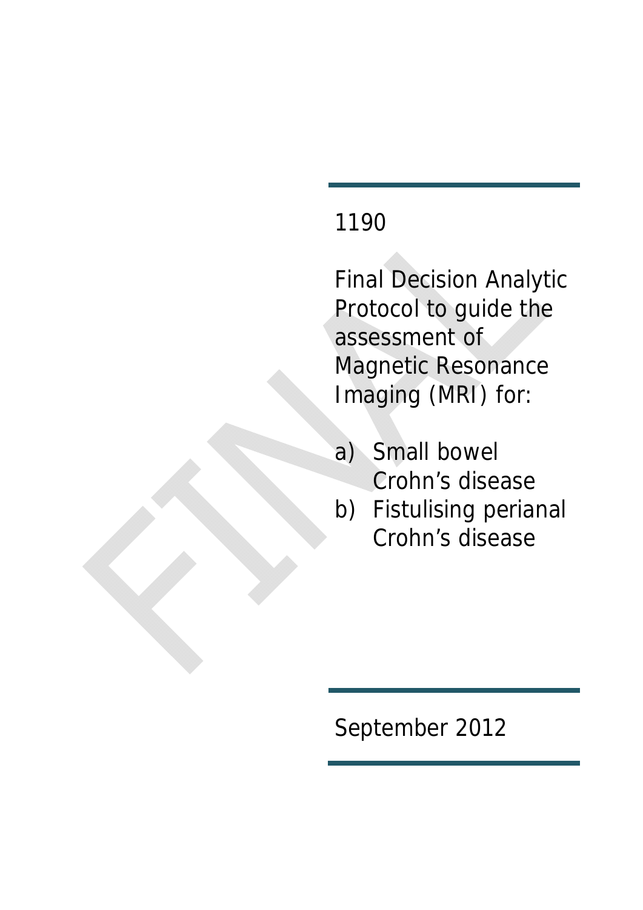1190

# Final Decision Analytic Protocol to guide the assessment of Magnetic Resonance Imaging (MRI) for:

a) Small bowel Crohn's disease
b) Fistulising perianal Crohn's disease

September 2012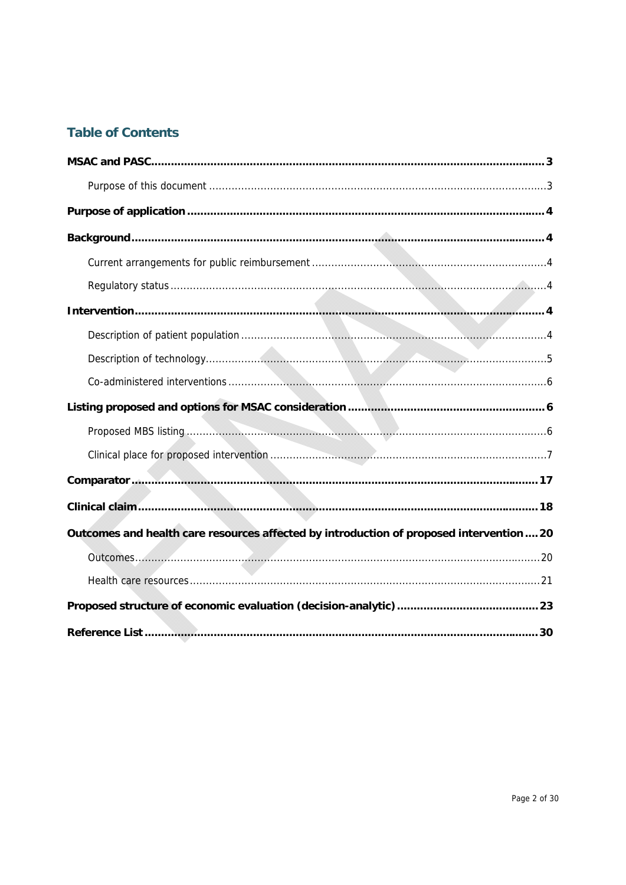## Table of Contents

**MSAC and PASC** .......... **3**

Purpose of this document .......... 3

**Purpose of application** .......... **4**

**Background** .......... **4**

Current arrangements for public reimbursement .......... 4

Regulatory status .......... 4

**Intervention** .......... **4**

Description of patient population .......... 4

Description of technology .......... 5

Co-administered interventions .......... 6

**Listing proposed and options for MSAC consideration** .......... **6**

Proposed MBS listing .......... 6

Clinical place for proposed intervention .......... 7

**Comparator** .......... **17**

**Clinical claim** .......... **18**

**Outcomes and health care resources affected by introduction of proposed intervention** .......... **20**

Outcomes .......... 20

Health care resources .......... 21

**Proposed structure of economic evaluation (decision-analytic)** .......... **23**

**Reference List** .......... **30**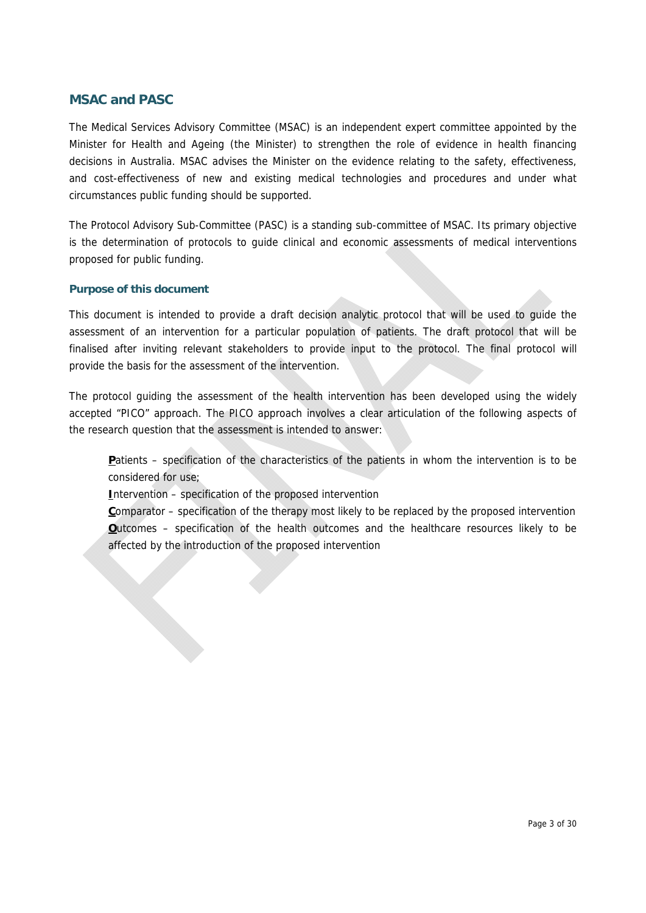## MSAC and PASC

The Medical Services Advisory Committee (MSAC) is an independent expert committee appointed by the Minister for Health and Ageing (the Minister) to strengthen the role of evidence in health financing decisions in Australia. MSAC advises the Minister on the evidence relating to the safety, effectiveness, and cost-effectiveness of new and existing medical technologies and procedures and under what circumstances public funding should be supported.

The Protocol Advisory Sub-Committee (PASC) is a standing sub-committee of MSAC. Its primary objective is the determination of protocols to guide clinical and economic assessments of medical interventions proposed for public funding.

### Purpose of this document

This document is intended to provide a draft decision analytic protocol that will be used to guide the assessment of an intervention for a particular population of patients. The draft protocol that will be finalised after inviting relevant stakeholders to provide input to the protocol. The final protocol will provide the basis for the assessment of the intervention.

The protocol guiding the assessment of the health intervention has been developed using the widely accepted "PICO" approach. The PICO approach involves a clear articulation of the following aspects of the research question that the assessment is intended to answer:

**P**atients – specification of the characteristics of the patients in whom the intervention is to be considered for use;

**I**ntervention – specification of the proposed intervention

**C**omparator – specification of the therapy most likely to be replaced by the proposed intervention

**O**utcomes – specification of the health outcomes and the healthcare resources likely to be affected by the introduction of the proposed intervention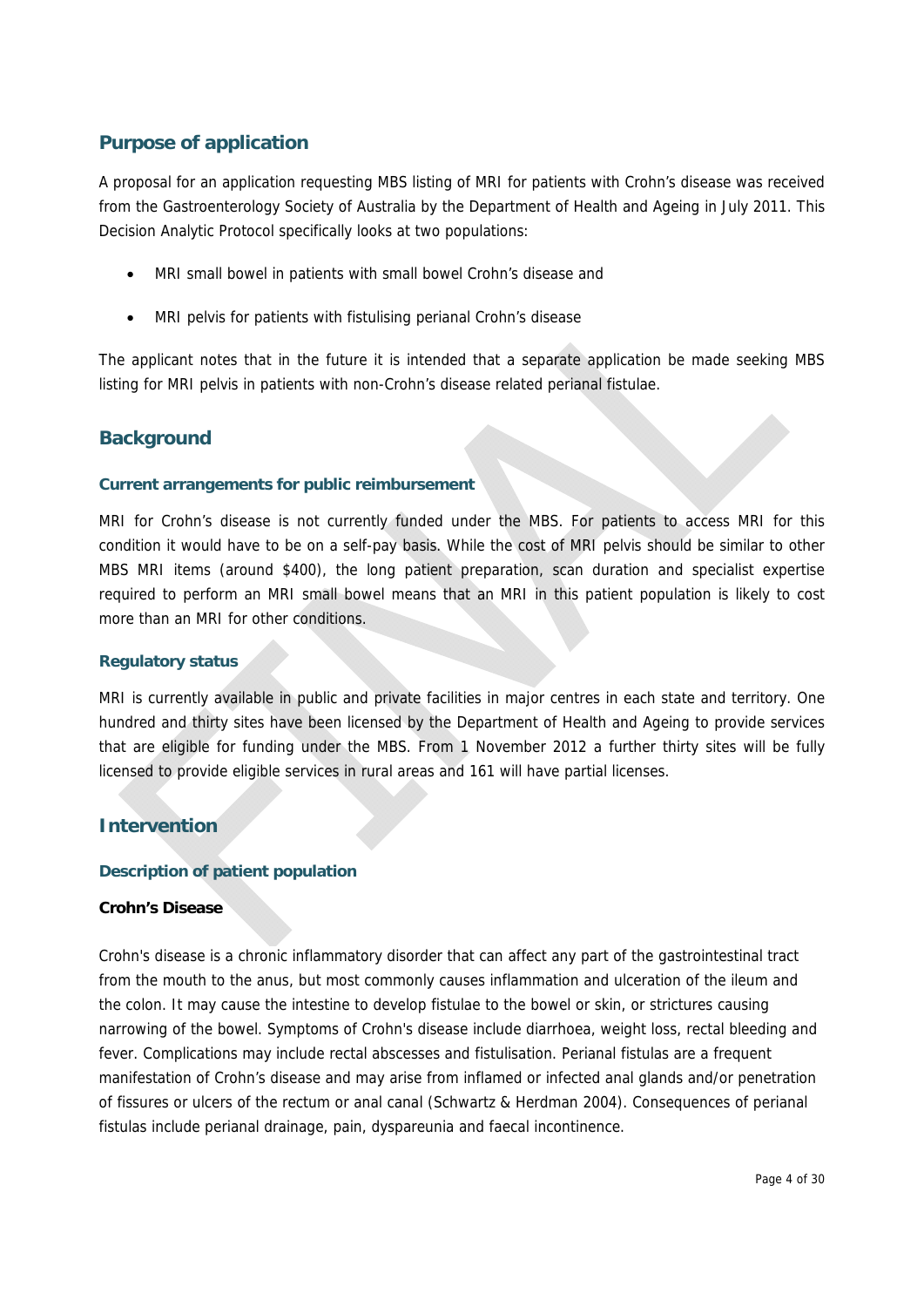## Purpose of application

A proposal for an application requesting MBS listing of MRI for patients with Crohn's disease was received from the Gastroenterology Society of Australia by the Department of Health and Ageing in July 2011. This Decision Analytic Protocol specifically looks at two populations:

- MRI small bowel in patients with small bowel Crohn's disease and
- MRI pelvis for patients with fistulising perianal Crohn's disease

The applicant notes that in the future it is intended that a separate application be made seeking MBS listing for MRI pelvis in patients with non-Crohn's disease related perianal fistulae.

## Background

### Current arrangements for public reimbursement

MRI for Crohn's disease is not currently funded under the MBS. For patients to access MRI for this condition it would have to be on a self-pay basis. While the cost of MRI pelvis should be similar to other MBS MRI items (around $400), the long patient preparation, scan duration and specialist expertise required to perform an MRI small bowel means that an MRI in this patient population is likely to cost more than an MRI for other conditions.

### Regulatory status

MRI is currently available in public and private facilities in major centres in each state and territory. One hundred and thirty sites have been licensed by the Department of Health and Ageing to provide services that are eligible for funding under the MBS. From 1 November 2012 a further thirty sites will be fully licensed to provide eligible services in rural areas and 161 will have partial licenses.

## Intervention

### Description of patient population

**Crohn's Disease**

Crohn's disease is a chronic inflammatory disorder that can affect any part of the gastrointestinal tract from the mouth to the anus, but most commonly causes inflammation and ulceration of the ileum and the colon. It may cause the intestine to develop fistulae to the bowel or skin, or strictures causing narrowing of the bowel. Symptoms of Crohn's disease include diarrhoea, weight loss, rectal bleeding and fever. Complications may include rectal abscesses and fistulisation. Perianal fistulas are a frequent manifestation of Crohn's disease and may arise from inflamed or infected anal glands and/or penetration of fissures or ulcers of the rectum or anal canal (Schwartz & Herdman 2004). Consequences of perianal fistulas include perianal drainage, pain, dyspareunia and faecal incontinence.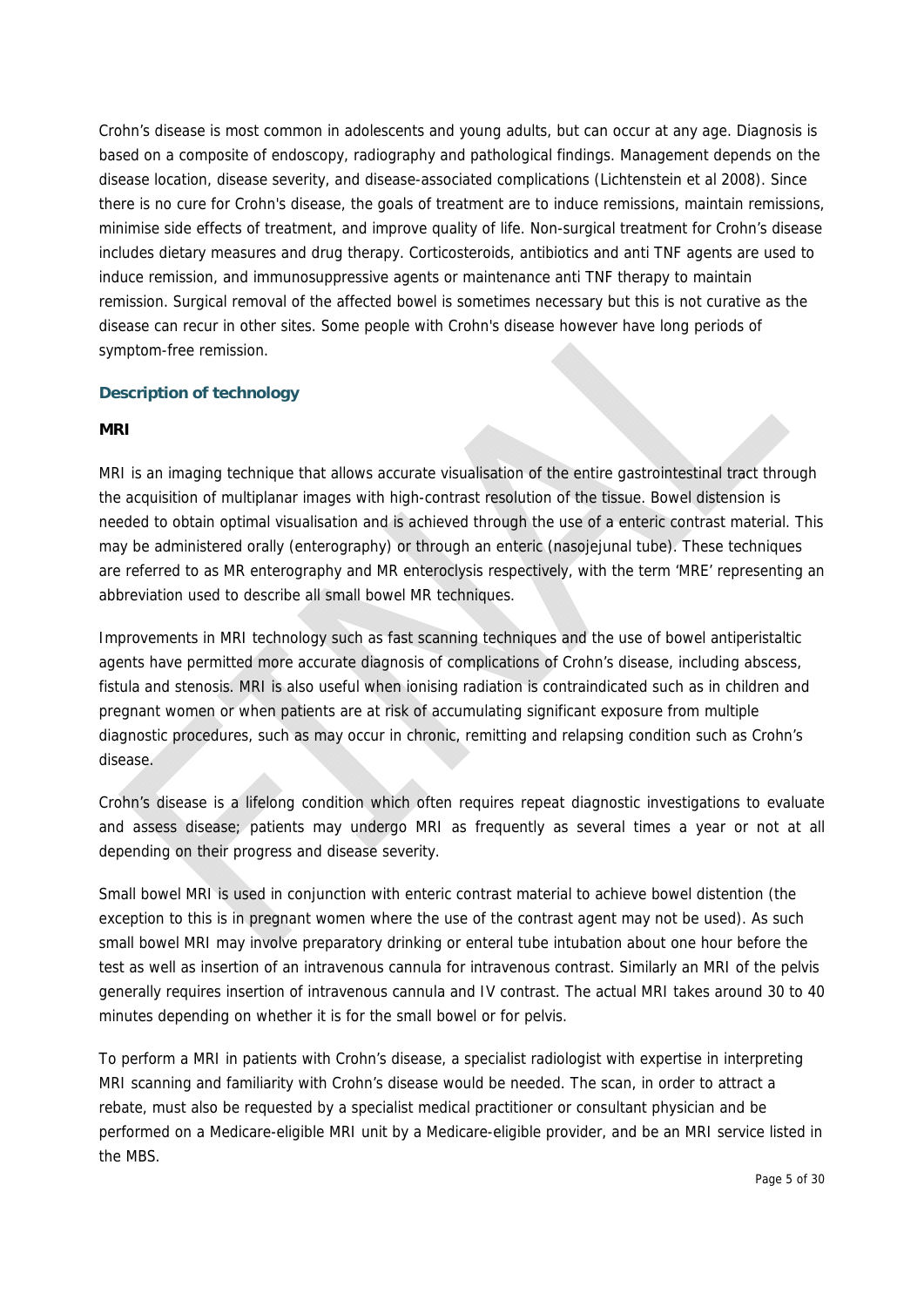Crohn's disease is most common in adolescents and young adults, but can occur at any age. Diagnosis is based on a composite of endoscopy, radiography and pathological findings. Management depends on the disease location, disease severity, and disease-associated complications (Lichtenstein et al 2008). Since there is no cure for Crohn's disease, the goals of treatment are to induce remissions, maintain remissions, minimise side effects of treatment, and improve quality of life. Non-surgical treatment for Crohn's disease includes dietary measures and drug therapy. Corticosteroids, antibiotics and anti TNF agents are used to induce remission, and immunosuppressive agents or maintenance anti TNF therapy to maintain remission. Surgical removal of the affected bowel is sometimes necessary but this is not curative as the disease can recur in other sites. Some people with Crohn's disease however have long periods of symptom-free remission.

## Description of technology

### MRI

MRI is an imaging technique that allows accurate visualisation of the entire gastrointestinal tract through the acquisition of multiplanar images with high-contrast resolution of the tissue. Bowel distension is needed to obtain optimal visualisation and is achieved through the use of a enteric contrast material. This may be administered orally (enterography) or through an enteric (nasojejunal tube). These techniques are referred to as MR enterography and MR enteroclysis respectively, with the term 'MRE' representing an abbreviation used to describe all small bowel MR techniques.

Improvements in MRI technology such as fast scanning techniques and the use of bowel antiperistaltic agents have permitted more accurate diagnosis of complications of Crohn's disease, including abscess, fistula and stenosis. MRI is also useful when ionising radiation is contraindicated such as in children and pregnant women or when patients are at risk of accumulating significant exposure from multiple diagnostic procedures, such as may occur in chronic, remitting and relapsing condition such as Crohn's disease.

Crohn's disease is a lifelong condition which often requires repeat diagnostic investigations to evaluate and assess disease; patients may undergo MRI as frequently as several times a year or not at all depending on their progress and disease severity.

Small bowel MRI is used in conjunction with enteric contrast material to achieve bowel distention (the exception to this is in pregnant women where the use of the contrast agent may not be used). As such small bowel MRI may involve preparatory drinking or enteral tube intubation about one hour before the test as well as insertion of an intravenous cannula for intravenous contrast. Similarly an MRI of the pelvis generally requires insertion of intravenous cannula and IV contrast. The actual MRI takes around 30 to 40 minutes depending on whether it is for the small bowel or for pelvis.

To perform a MRI in patients with Crohn's disease, a specialist radiologist with expertise in interpreting MRI scanning and familiarity with Crohn's disease would be needed. The scan, in order to attract a rebate, must also be requested by a specialist medical practitioner or consultant physician and be performed on a Medicare-eligible MRI unit by a Medicare-eligible provider, and be an MRI service listed in the MBS.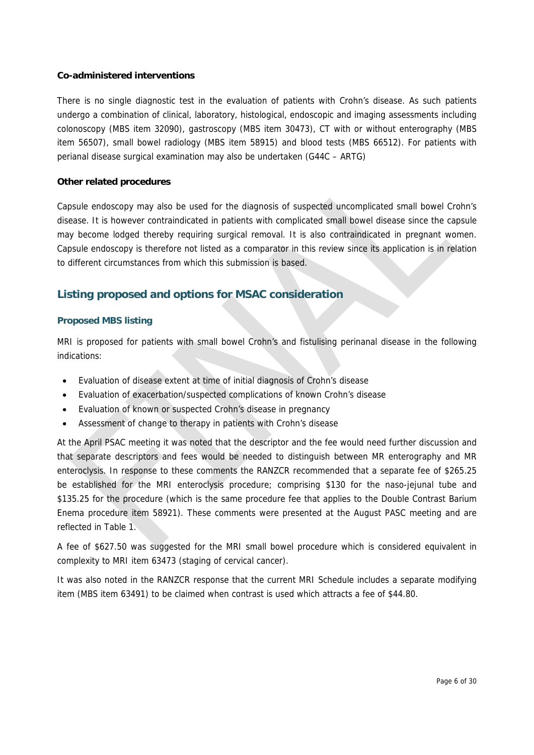**Co-administered interventions**

There is no single diagnostic test in the evaluation of patients with Crohn's disease. As such patients undergo a combination of clinical, laboratory, histological, endoscopic and imaging assessments including colonoscopy (MBS item 32090), gastroscopy (MBS item 30473), CT with or without enterography (MBS item 56507), small bowel radiology (MBS item 58915) and blood tests (MBS 66512). For patients with perianal disease surgical examination may also be undertaken (G44C – ARTG)

**Other related procedures**

Capsule endoscopy may also be used for the diagnosis of suspected uncomplicated small bowel Crohn's disease. It is however contraindicated in patients with complicated small bowel disease since the capsule may become lodged thereby requiring surgical removal. It is also contraindicated in pregnant women. Capsule endoscopy is therefore not listed as a comparator in this review since its application is in relation to different circumstances from which this submission is based.

## Listing proposed and options for MSAC consideration

### Proposed MBS listing

MRI is proposed for patients with small bowel Crohn's and fistulising perinanal disease in the following indications:

- Evaluation of disease extent at time of initial diagnosis of Crohn's disease
- Evaluation of exacerbation/suspected complications of known Crohn's disease
- Evaluation of known or suspected Crohn's disease in pregnancy
- Assessment of change to therapy in patients with Crohn's disease

At the April PSAC meeting it was noted that the descriptor and the fee would need further discussion and that separate descriptors and fees would be needed to distinguish between MR enterography and MR enteroclysis. In response to these comments the RANZCR recommended that a separate fee of $265.25 be established for the MRI enteroclysis procedure; comprising $130 for the naso-jejunal tube and $135.25 for the procedure (which is the same procedure fee that applies to the Double Contrast Barium Enema procedure item 58921). These comments were presented at the August PASC meeting and are reflected in Table 1.

A fee of $627.50 was suggested for the MRI small bowel procedure which is considered equivalent in complexity to MRI item 63473 (staging of cervical cancer).

It was also noted in the RANZCR response that the current MRI Schedule includes a separate modifying item (MBS item 63491) to be claimed when contrast is used which attracts a fee of $44.80.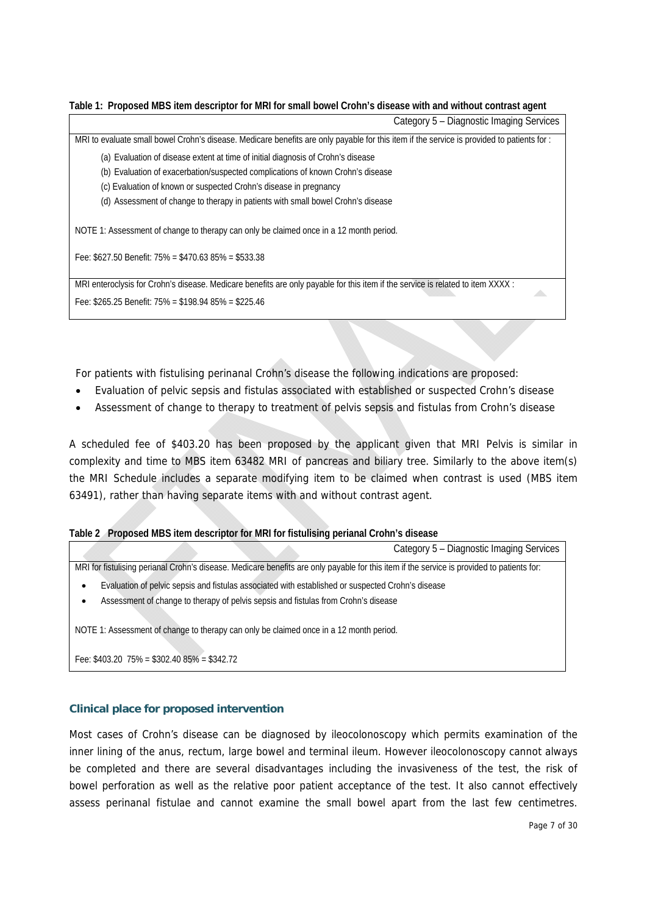**Table 1: Proposed MBS item descriptor for MRI for small bowel Crohn's disease with and without contrast agent**

| Category 5 – Diagnostic Imaging Services |
|---|
| MRI to evaluate small bowel Crohn's disease. Medicare benefits are only payable for this item if the service is provided to patients for :<br>(a) Evaluation of disease extent at time of initial diagnosis of Crohn's disease<br>(b) Evaluation of exacerbation/suspected complications of known Crohn's disease<br>(c) Evaluation of known or suspected Crohn's disease in pregnancy<br>(d) Assessment of change to therapy in patients with small bowel Crohn's disease<br><br>NOTE 1: Assessment of change to therapy can only be claimed once in a 12 month period.<br><br>Fee: $627.50 Benefit: 75% = $470.63 85% = $533.38 |
| MRI enteroclysis for Crohn's disease. Medicare benefits are only payable for this item if the service is related to item XXXX :<br>Fee: $265.25 Benefit: 75% = $198.94 85% = $225.46 |

For patients with fistulising perinanal Crohn's disease the following indications are proposed:

- Evaluation of pelvic sepsis and fistulas associated with established or suspected Crohn's disease
- Assessment of change to therapy to treatment of pelvis sepsis and fistulas from Crohn's disease

A scheduled fee of $403.20 has been proposed by the applicant given that MRI Pelvis is similar in complexity and time to MBS item 63482 MRI of pancreas and biliary tree. Similarly to the above item(s) the MRI Schedule includes a separate modifying item to be claimed when contrast is used (MBS item 63491), rather than having separate items with and without contrast agent.

**Table 2 Proposed MBS item descriptor for MRI for fistulising perianal Crohn's disease**

| Category 5 – Diagnostic Imaging Services |
|---|
| MRI for fistulising perianal Crohn's disease. Medicare benefits are only payable for this item if the service is provided to patients for:<br>• Evaluation of pelvic sepsis and fistulas associated with established or suspected Crohn's disease<br>• Assessment of change to therapy of pelvis sepsis and fistulas from Crohn's disease<br><br>NOTE 1: Assessment of change to therapy can only be claimed once in a 12 month period.<br><br>Fee: $403.20 75% = $302.40 85% = $342.72 |

### Clinical place for proposed intervention

Most cases of Crohn's disease can be diagnosed by ileocolonoscopy which permits examination of the inner lining of the anus, rectum, large bowel and terminal ileum. However ileocolonoscopy cannot always be completed and there are several disadvantages including the invasiveness of the test, the risk of bowel perforation as well as the relative poor patient acceptance of the test. It also cannot effectively assess perinanal fistulae and cannot examine the small bowel apart from the last few centimetres.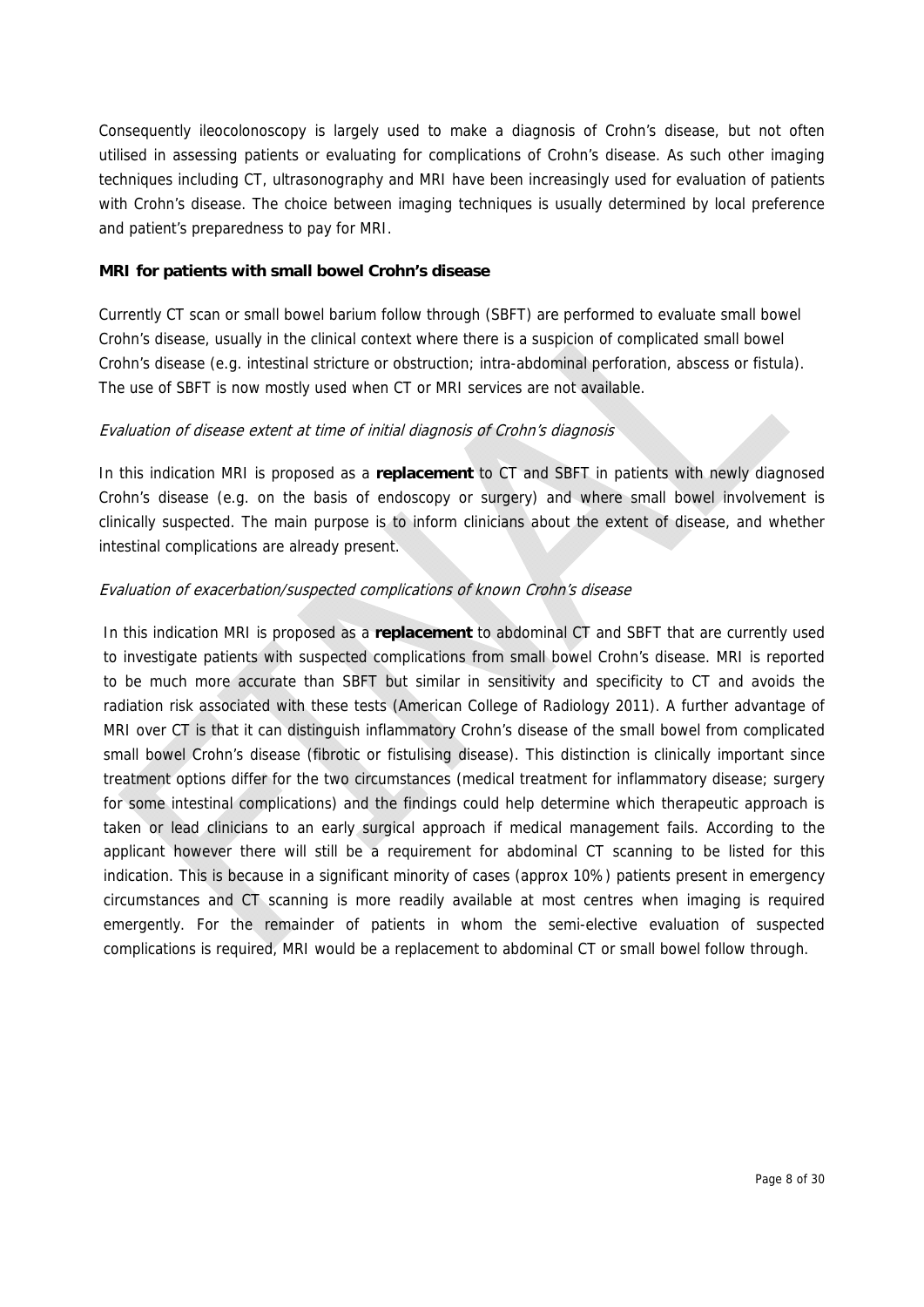Consequently ileocolonoscopy is largely used to make a diagnosis of Crohn's disease, but not often utilised in assessing patients or evaluating for complications of Crohn's disease. As such other imaging techniques including CT, ultrasonography and MRI have been increasingly used for evaluation of patients with Crohn's disease. The choice between imaging techniques is usually determined by local preference and patient's preparedness to pay for MRI.

**MRI for patients with small bowel Crohn's disease**

Currently CT scan or small bowel barium follow through (SBFT) are performed to evaluate small bowel Crohn's disease, usually in the clinical context where there is a suspicion of complicated small bowel Crohn's disease (e.g. intestinal stricture or obstruction; intra-abdominal perforation, abscess or fistula). The use of SBFT is now mostly used when CT or MRI services are not available.

*Evaluation of disease extent at time of initial diagnosis of Crohn's diagnosis*

In this indication MRI is proposed as a **replacement** to CT and SBFT in patients with newly diagnosed Crohn's disease (e.g. on the basis of endoscopy or surgery) and where small bowel involvement is clinically suspected. The main purpose is to inform clinicians about the extent of disease, and whether intestinal complications are already present.

*Evaluation of exacerbation/suspected complications of known Crohn's disease*

In this indication MRI is proposed as a **replacement** to abdominal CT and SBFT that are currently used to investigate patients with suspected complications from small bowel Crohn's disease. MRI is reported to be much more accurate than SBFT but similar in sensitivity and specificity to CT and avoids the radiation risk associated with these tests (American College of Radiology 2011). A further advantage of MRI over CT is that it can distinguish inflammatory Crohn's disease of the small bowel from complicated small bowel Crohn's disease (fibrotic or fistulising disease). This distinction is clinically important since treatment options differ for the two circumstances (medical treatment for inflammatory disease; surgery for some intestinal complications) and the findings could help determine which therapeutic approach is taken or lead clinicians to an early surgical approach if medical management fails. According to the applicant however there will still be a requirement for abdominal CT scanning to be listed for this indication. This is because in a significant minority of cases (approx 10%) patients present in emergency circumstances and CT scanning is more readily available at most centres when imaging is required emergently. For the remainder of patients in whom the semi-elective evaluation of suspected complications is required, MRI would be a replacement to abdominal CT or small bowel follow through.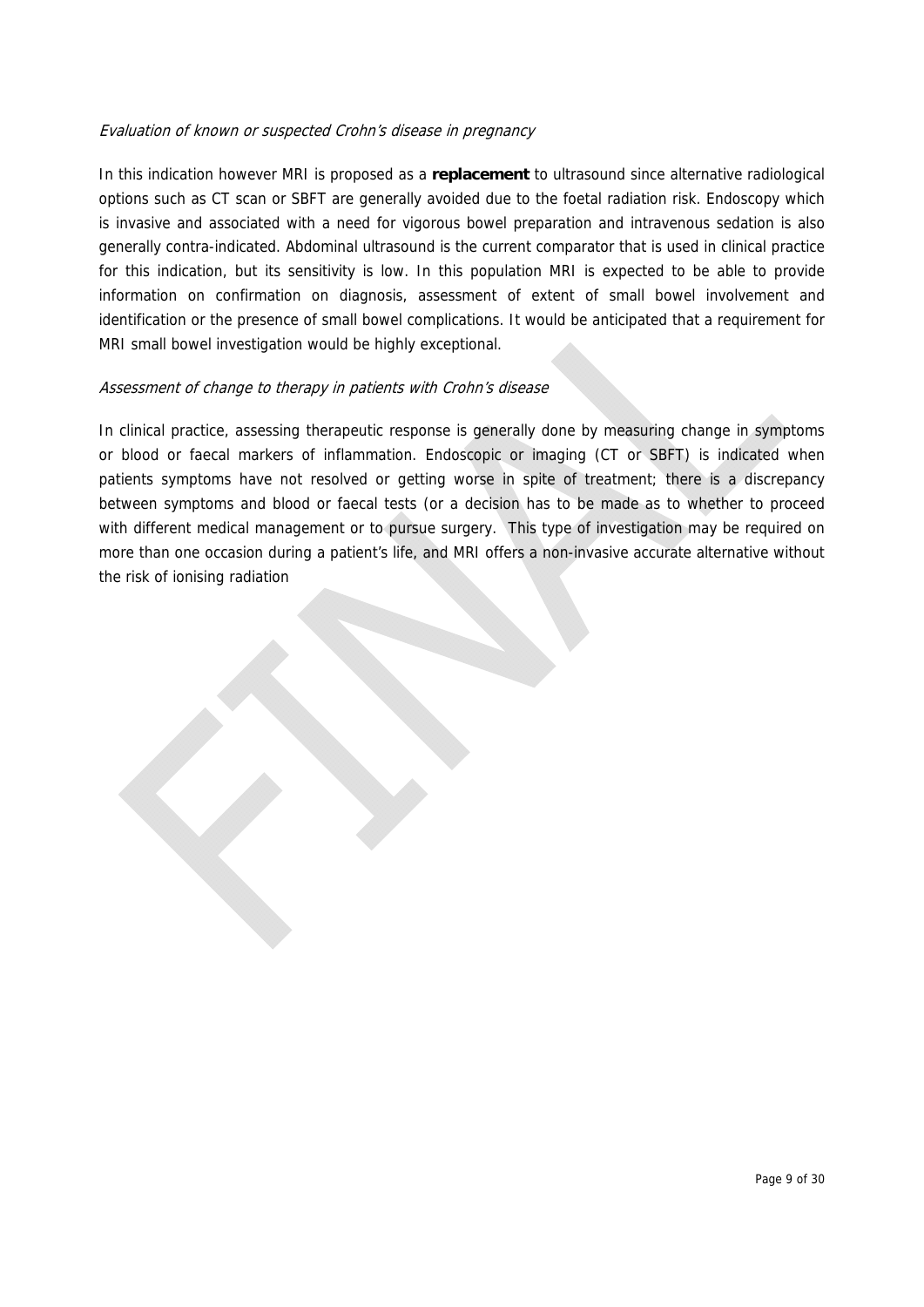*Evaluation of known or suspected Crohn's disease in pregnancy*

In this indication however MRI is proposed as a **replacement** to ultrasound since alternative radiological options such as CT scan or SBFT are generally avoided due to the foetal radiation risk. Endoscopy which is invasive and associated with a need for vigorous bowel preparation and intravenous sedation is also generally contra-indicated. Abdominal ultrasound is the current comparator that is used in clinical practice for this indication, but its sensitivity is low. In this population MRI is expected to be able to provide information on confirmation on diagnosis, assessment of extent of small bowel involvement and identification or the presence of small bowel complications. It would be anticipated that a requirement for MRI small bowel investigation would be highly exceptional.

*Assessment of change to therapy in patients with Crohn's disease*

In clinical practice, assessing therapeutic response is generally done by measuring change in symptoms or blood or faecal markers of inflammation. Endoscopic or imaging (CT or SBFT) is indicated when patients symptoms have not resolved or getting worse in spite of treatment; there is a discrepancy between symptoms and blood or faecal tests (or a decision has to be made as to whether to proceed with different medical management or to pursue surgery. This type of investigation may be required on more than one occasion during a patient's life, and MRI offers a non-invasive accurate alternative without the risk of ionising radiation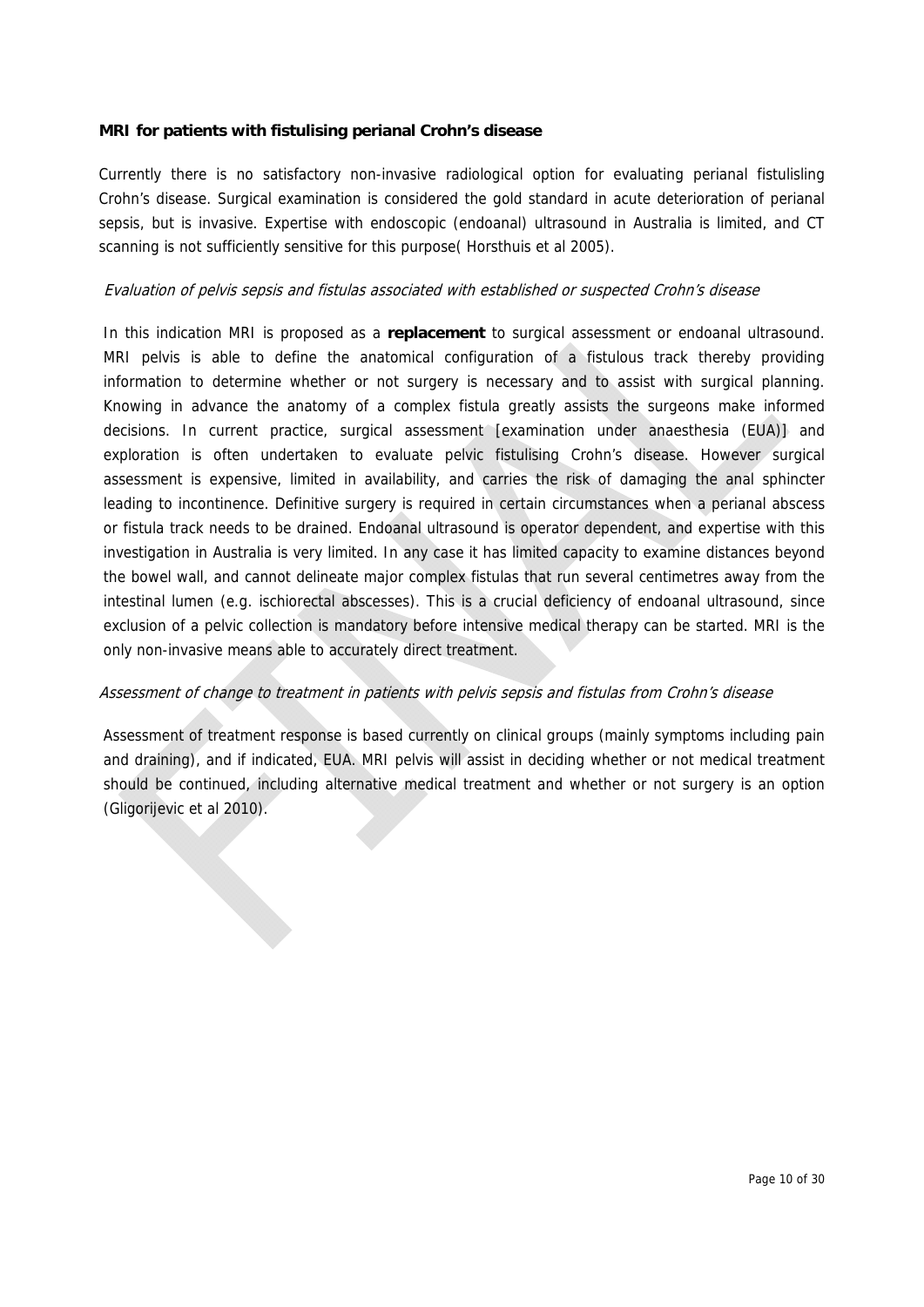**MRI for patients with fistulising perianal Crohn's disease**

Currently there is no satisfactory non-invasive radiological option for evaluating perianal fistulisling Crohn's disease. Surgical examination is considered the gold standard in acute deterioration of perianal sepsis, but is invasive. Expertise with endoscopic (endoanal) ultrasound in Australia is limited, and CT scanning is not sufficiently sensitive for this purpose( Horsthuis et al 2005).

*Evaluation of pelvis sepsis and fistulas associated with established or suspected Crohn's disease*

In this indication MRI is proposed as a **replacement** to surgical assessment or endoanal ultrasound. MRI pelvis is able to define the anatomical configuration of a fistulous track thereby providing information to determine whether or not surgery is necessary and to assist with surgical planning. Knowing in advance the anatomy of a complex fistula greatly assists the surgeons make informed decisions. In current practice, surgical assessment [examination under anaesthesia (EUA)] and exploration is often undertaken to evaluate pelvic fistulising Crohn's disease. However surgical assessment is expensive, limited in availability, and carries the risk of damaging the anal sphincter leading to incontinence. Definitive surgery is required in certain circumstances when a perianal abscess or fistula track needs to be drained. Endoanal ultrasound is operator dependent, and expertise with this investigation in Australia is very limited. In any case it has limited capacity to examine distances beyond the bowel wall, and cannot delineate major complex fistulas that run several centimetres away from the intestinal lumen (e.g. ischiorectal abscesses). This is a crucial deficiency of endoanal ultrasound, since exclusion of a pelvic collection is mandatory before intensive medical therapy can be started. MRI is the only non-invasive means able to accurately direct treatment.

*Assessment of change to treatment in patients with pelvis sepsis and fistulas from Crohn's disease*

Assessment of treatment response is based currently on clinical groups (mainly symptoms including pain and draining), and if indicated, EUA. MRI pelvis will assist in deciding whether or not medical treatment should be continued, including alternative medical treatment and whether or not surgery is an option (Gligorijevic et al 2010).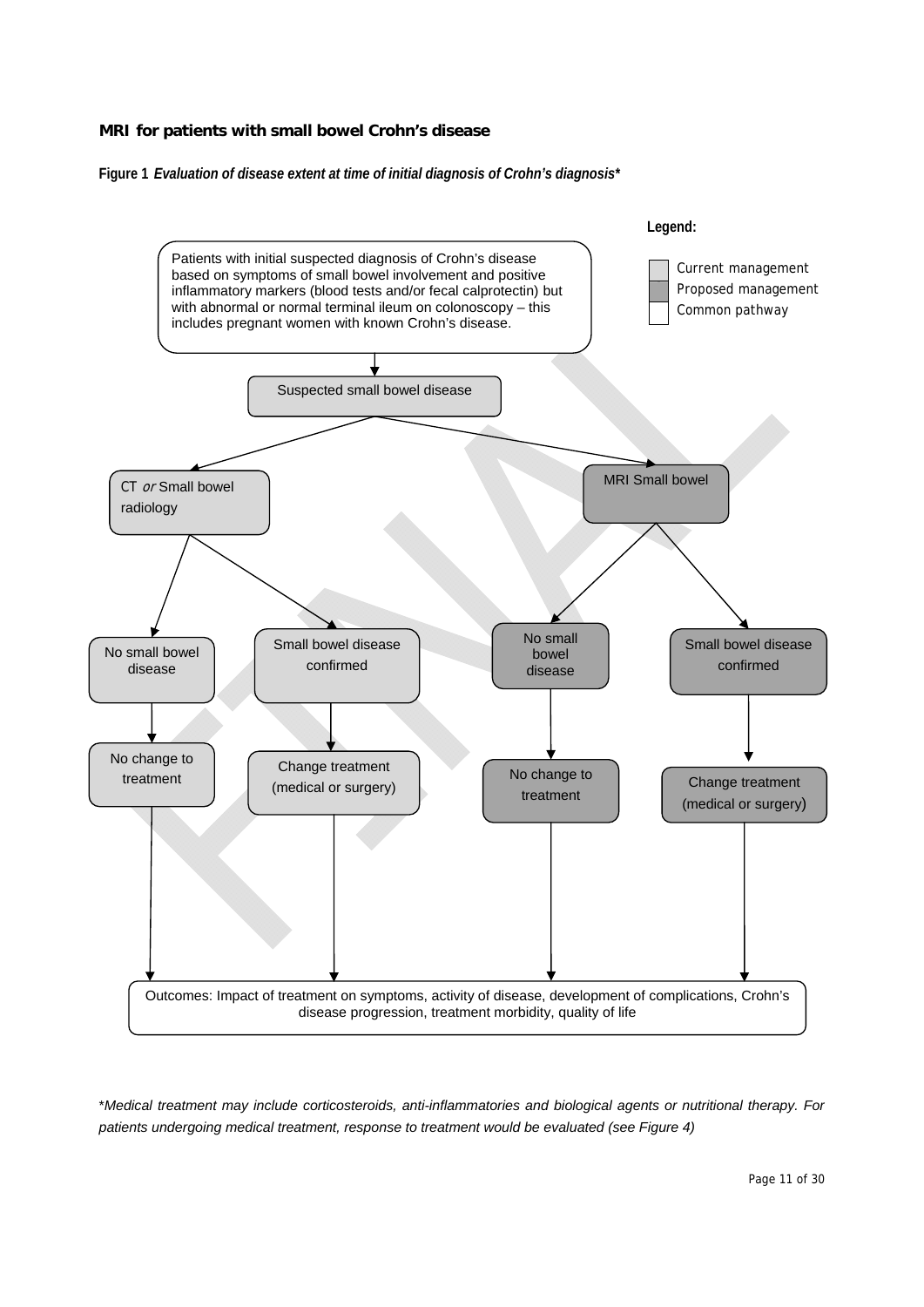## MRI for patients with small bowel Crohn's disease

**Figure 1** ***Evaluation of disease extent at time of initial diagnosis of Crohn's diagnosis****

**Legend:**

- Current management
- Proposed management
- Common pathway

Patients with initial suspected diagnosis of Crohn's disease based on symptoms of small bowel involvement and positive inflammatory markers (blood tests and/or fecal calprotectin) but with abnormal or normal terminal ileum on colonoscopy – this includes pregnant women with known Crohn's disease.

Suspected small bowel disease

CT *or* Small bowel radiology

MRI Small bowel

No small bowel disease

Small bowel disease confirmed

No small bowel disease

Small bowel disease confirmed

No change to treatment

Change treatment (medical or surgery)

No change to treatment

Change treatment (medical or surgery)

Outcomes: Impact of treatment on symptoms, activity of disease, development of complications, Crohn's disease progression, treatment morbidity, quality of life

**Medical treatment may include corticosteroids, anti-inflammatories and biological agents or nutritional therapy. For patients undergoing medical treatment, response to treatment would be evaluated (see Figure 4)*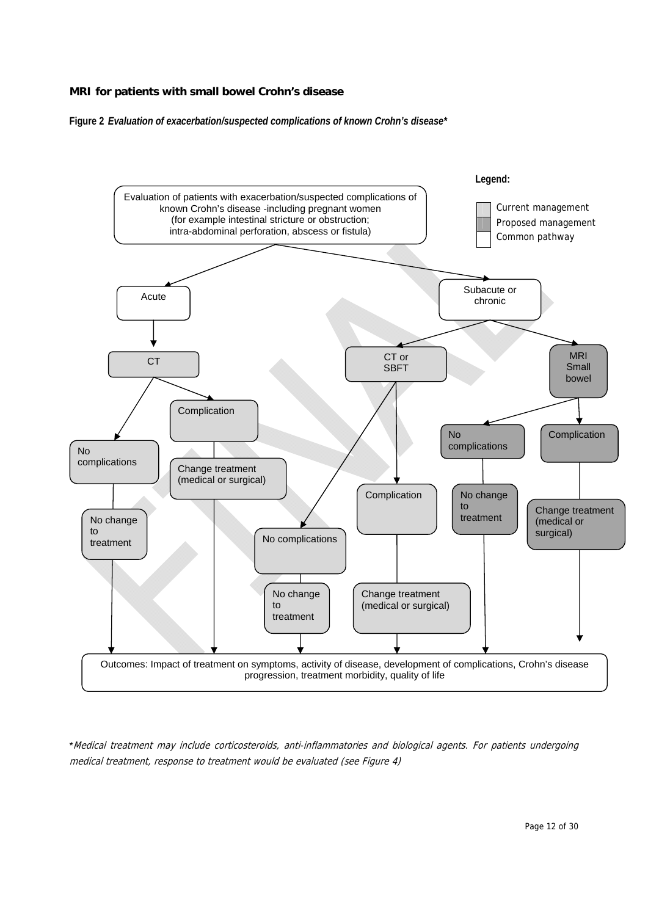## MRI for patients with small bowel Crohn's disease

**Figure 2** ***Evaluation of exacerbation/suspected complications of known Crohn's disease****

**Legend:**

- Current management
- Proposed management
- Common pathway

Evaluation of patients with exacerbation/suspected complications of known Crohn's disease -including pregnant women (for example intestinal stricture or obstruction; intra-abdominal perforation, abscess or fistula)

- Acute
  - CT
    - No complications → No change to treatment
    - Complication → Change treatment (medical or surgical)
- Subacute or chronic
  - CT or SBFT
    - No complications → No change to treatment
    - Complication → Change treatment (medical or surgical)
  - MRI Small bowel
    - No complications → No change to treatment
    - Complication → Change treatment (medical or surgical)

Outcomes: Impact of treatment on symptoms, activity of disease, development of complications, Crohn's disease progression, treatment morbidity, quality of life

**Medical treatment may include corticosteroids, anti-inflammatories and biological agents. For patients undergoing medical treatment, response to treatment would be evaluated (see Figure 4)*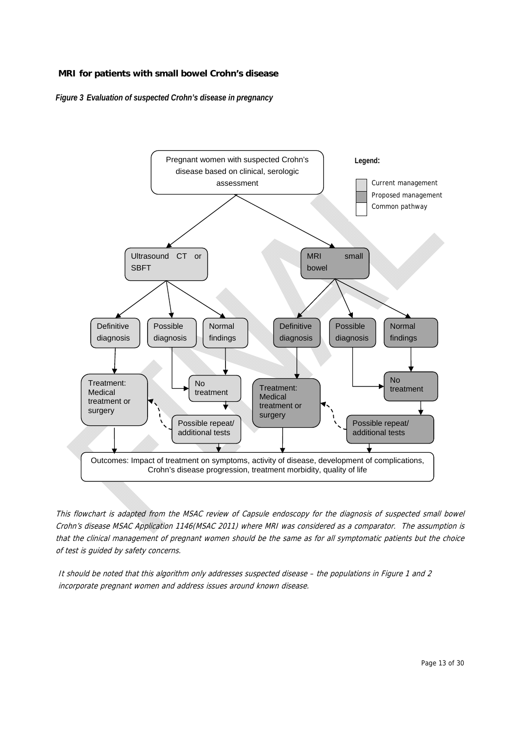**MRI for patients with small bowel Crohn's disease**

***Figure 3 Evaluation of suspected Crohn's disease in pregnancy***

Pregnant women with suspected Crohn's disease based on clinical, serologic assessment

**Legend:**

- Current management
- Proposed management
- Common pathway

Ultrasound CT or SBFT

MRI small bowel

Definitive diagnosis

Possible diagnosis

Normal findings

Definitive diagnosis

Possible diagnosis

Normal findings

Treatment: Medical treatment or surgery

No treatment

Treatment: Medical treatment or surgery

No treatment

Possible repeat/ additional tests

Possible repeat/ additional tests

Outcomes: Impact of treatment on symptoms, activity of disease, development of complications, Crohn's disease progression, treatment morbidity, quality of life

*This flowchart is adapted from the MSAC review of Capsule endoscopy for the diagnosis of suspected small bowel Crohn's disease MSAC Application 1146(MSAC 2011) where MRI was considered as a comparator. The assumption is that the clinical management of pregnant women should be the same as for all symptomatic patients but the choice of test is guided by safety concerns.*

*It should be noted that this algorithm only addresses suspected disease – the populations in Figure 1 and 2 incorporate pregnant women and address issues around known disease.*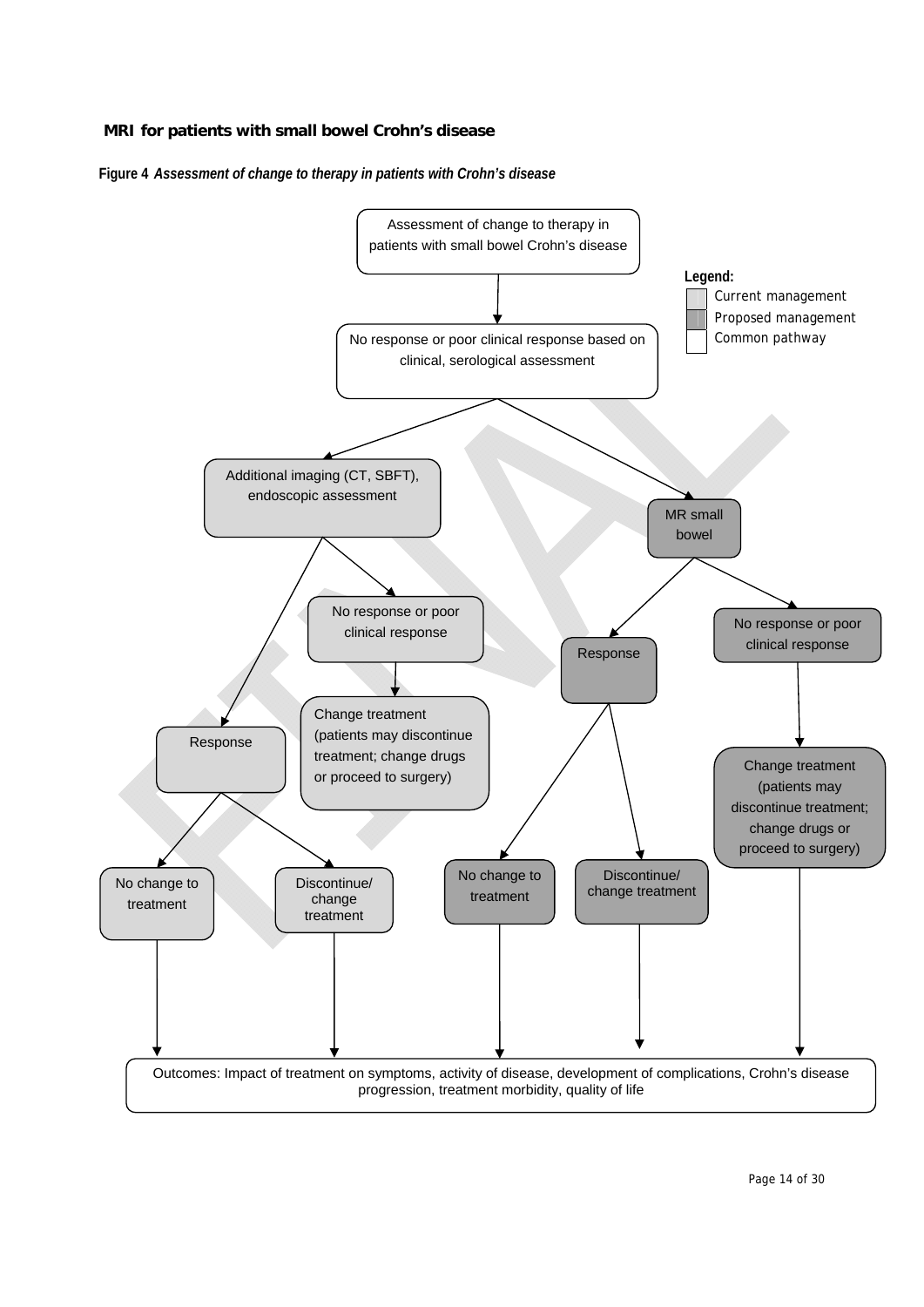**MRI for patients with small bowel Crohn's disease**

**Figure 4** ***Assessment of change to therapy in patients with Crohn's disease***

Assessment of change to therapy in patients with small bowel Crohn's disease

Legend:
- Current management
- Proposed management
- Common pathway

No response or poor clinical response based on clinical, serological assessment

Additional imaging (CT, SBFT), endoscopic assessment

MR small bowel

No response or poor clinical response

Change treatment (patients may discontinue treatment; change drugs or proceed to surgery)

Response

No change to treatment

Discontinue/ change treatment

Response

No response or poor clinical response

No change to treatment

Discontinue/ change treatment

Change treatment (patients may discontinue treatment; change drugs or proceed to surgery)

Outcomes: Impact of treatment on symptoms, activity of disease, development of complications, Crohn's disease progression, treatment morbidity, quality of life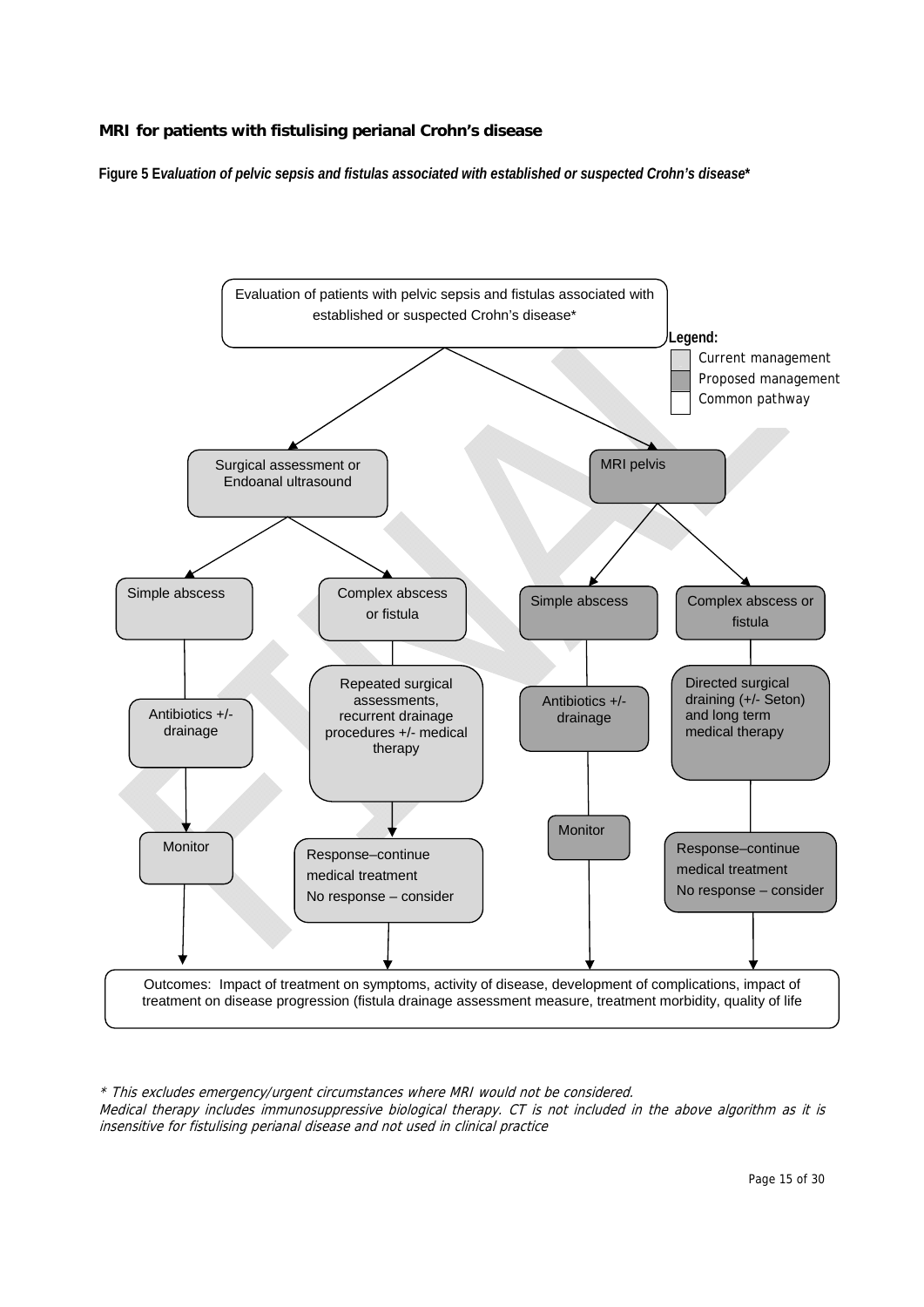**MRI for patients with fistulising perianal Crohn's disease**

**Figure 5 E*valuation of pelvic sepsis and fistulas associated with established or suspected Crohn's disease****

Evaluation of patients with pelvic sepsis and fistulas associated with established or suspected Crohn's disease*

**Legend:**
- Current management
- Proposed management
- Common pathway

**Current management:** Surgical assessment or Endoanal ultrasound
- Simple abscess → Antibiotics +/- drainage → Monitor
- Complex abscess or fistula → Repeated surgical assessments, recurrent drainage procedures +/- medical therapy → Response–continue medical treatment; No response – consider

**Proposed management:** MRI pelvis
- Simple abscess → Antibiotics +/- drainage → Monitor
- Complex abscess or fistula → Directed surgical draining (+/- Seton) and long term medical therapy → Response–continue medical treatment; No response – consider

**Common pathway:** Outcomes: Impact of treatment on symptoms, activity of disease, development of complications, impact of treatment on disease progression (fistula drainage assessment measure, treatment morbidity, quality of life

*\* This excludes emergency/urgent circumstances where MRI would not be considered.*
*Medical therapy includes immunosuppressive biological therapy. CT is not included in the above algorithm as it is insensitive for fistulising perianal disease and not used in clinical practice*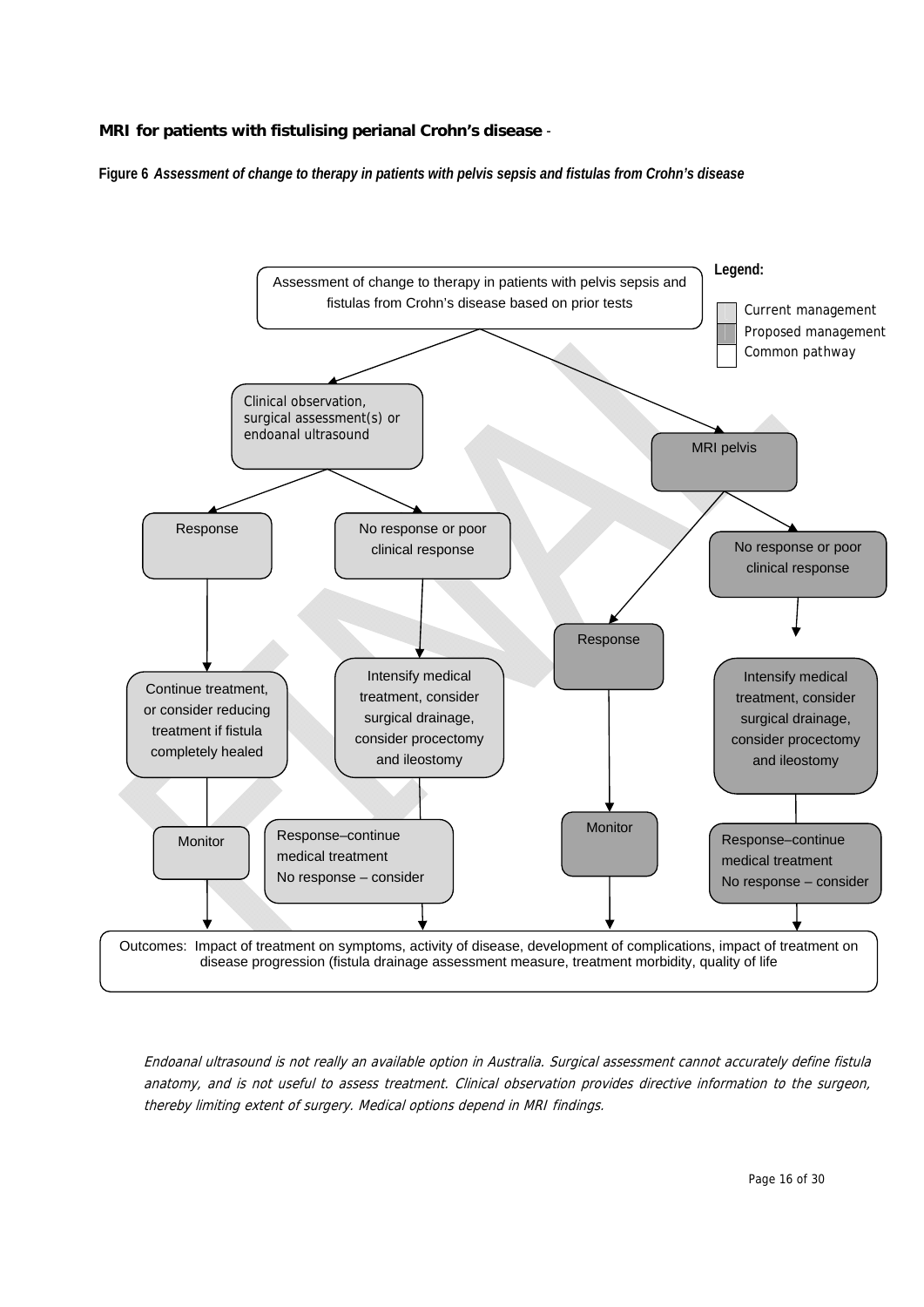**MRI for patients with fistulising perianal Crohn's disease** -

**Figure 6** ***Assessment of change to therapy in patients with pelvis sepsis and fistulas from Crohn's disease***

**Legend:**

- Current management
- Proposed management
- Common pathway

Assessment of change to therapy in patients with pelvis sepsis and fistulas from Crohn's disease based on prior tests

- Clinical observation, surgical assessment(s) or endoanal ultrasound
  - Response
    - Continue treatment, or consider reducing treatment if fistula completely healed
    - Monitor
  - No response or poor clinical response
    - Intensify medical treatment, consider surgical drainage, consider procectomy and ileostomy
    - Response–continue medical treatment No response – consider
- MRI pelvis
  - Response
    - Monitor
  - No response or poor clinical response
    - Intensify medical treatment, consider surgical drainage, consider procectomy and ileostomy
    - Response–continue medical treatment No response – consider

Outcomes: Impact of treatment on symptoms, activity of disease, development of complications, impact of treatment on disease progression (fistula drainage assessment measure, treatment morbidity, quality of life

*Endoanal ultrasound is not really an available option in Australia. Surgical assessment cannot accurately define fistula anatomy, and is not useful to assess treatment. Clinical observation provides directive information to the surgeon, thereby limiting extent of surgery. Medical options depend in MRI findings.*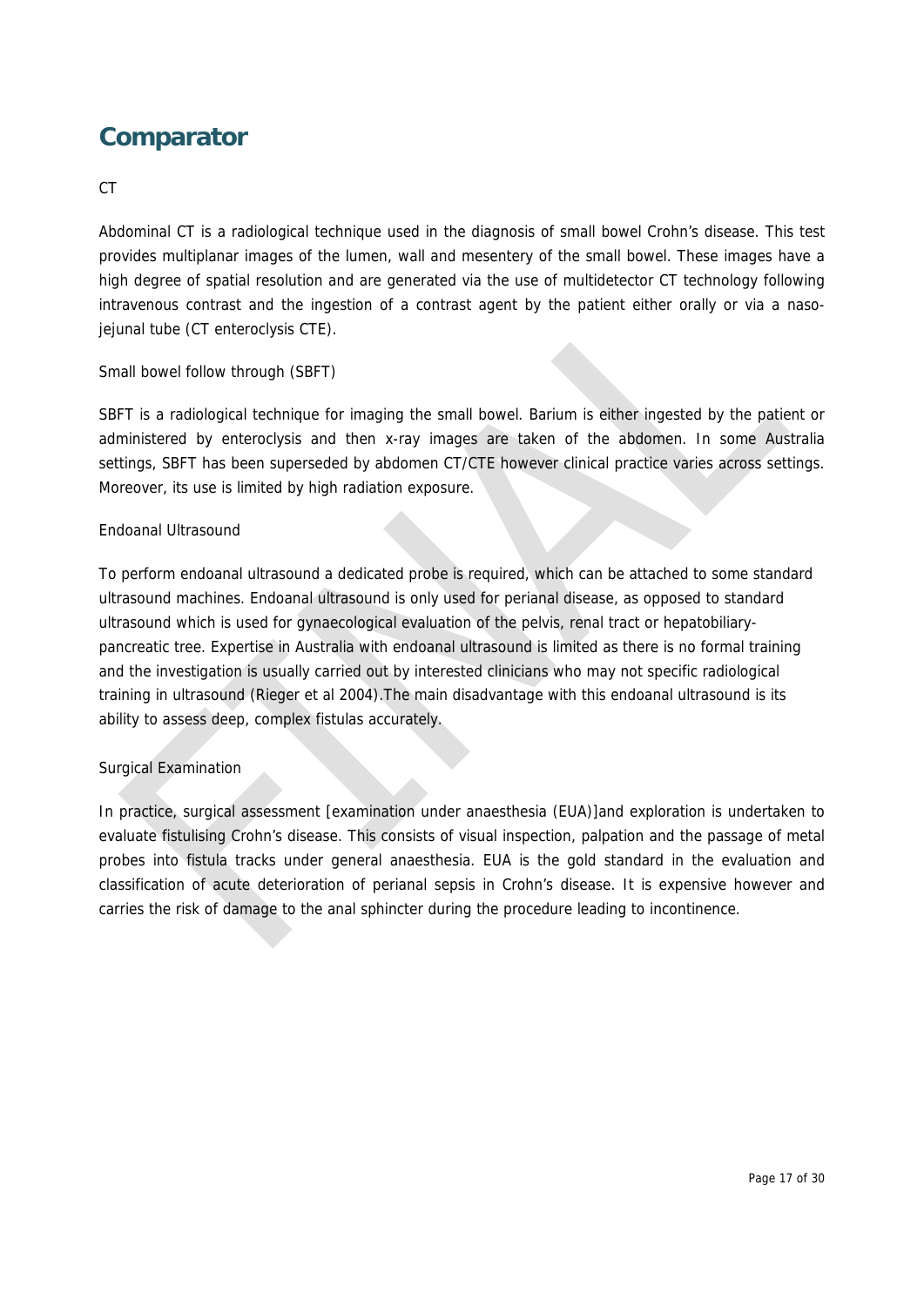# Comparator

CT

Abdominal CT is a radiological technique used in the diagnosis of small bowel Crohn's disease. This test provides multiplanar images of the lumen, wall and mesentery of the small bowel. These images have a high degree of spatial resolution and are generated via the use of multidetector CT technology following intravenous contrast and the ingestion of a contrast agent by the patient either orally or via a naso-jejunal tube (CT enteroclysis CTE).

Small bowel follow through (SBFT)

SBFT is a radiological technique for imaging the small bowel. Barium is either ingested by the patient or administered by enteroclysis and then x-ray images are taken of the abdomen. In some Australia settings, SBFT has been superseded by abdomen CT/CTE however clinical practice varies across settings. Moreover, its use is limited by high radiation exposure.

Endoanal Ultrasound

To perform endoanal ultrasound a dedicated probe is required, which can be attached to some standard ultrasound machines. Endoanal ultrasound is only used for perianal disease, as opposed to standard ultrasound which is used for gynaecological evaluation of the pelvis, renal tract or hepatobiliary-pancreatic tree. Expertise in Australia with endoanal ultrasound is limited as there is no formal training and the investigation is usually carried out by interested clinicians who may not specific radiological training in ultrasound (Rieger et al 2004).The main disadvantage with this endoanal ultrasound is its ability to assess deep, complex fistulas accurately.

Surgical Examination

In practice, surgical assessment [examination under anaesthesia (EUA)]and exploration is undertaken to evaluate fistulising Crohn's disease. This consists of visual inspection, palpation and the passage of metal probes into fistula tracks under general anaesthesia. EUA is the gold standard in the evaluation and classification of acute deterioration of perianal sepsis in Crohn's disease. It is expensive however and carries the risk of damage to the anal sphincter during the procedure leading to incontinence.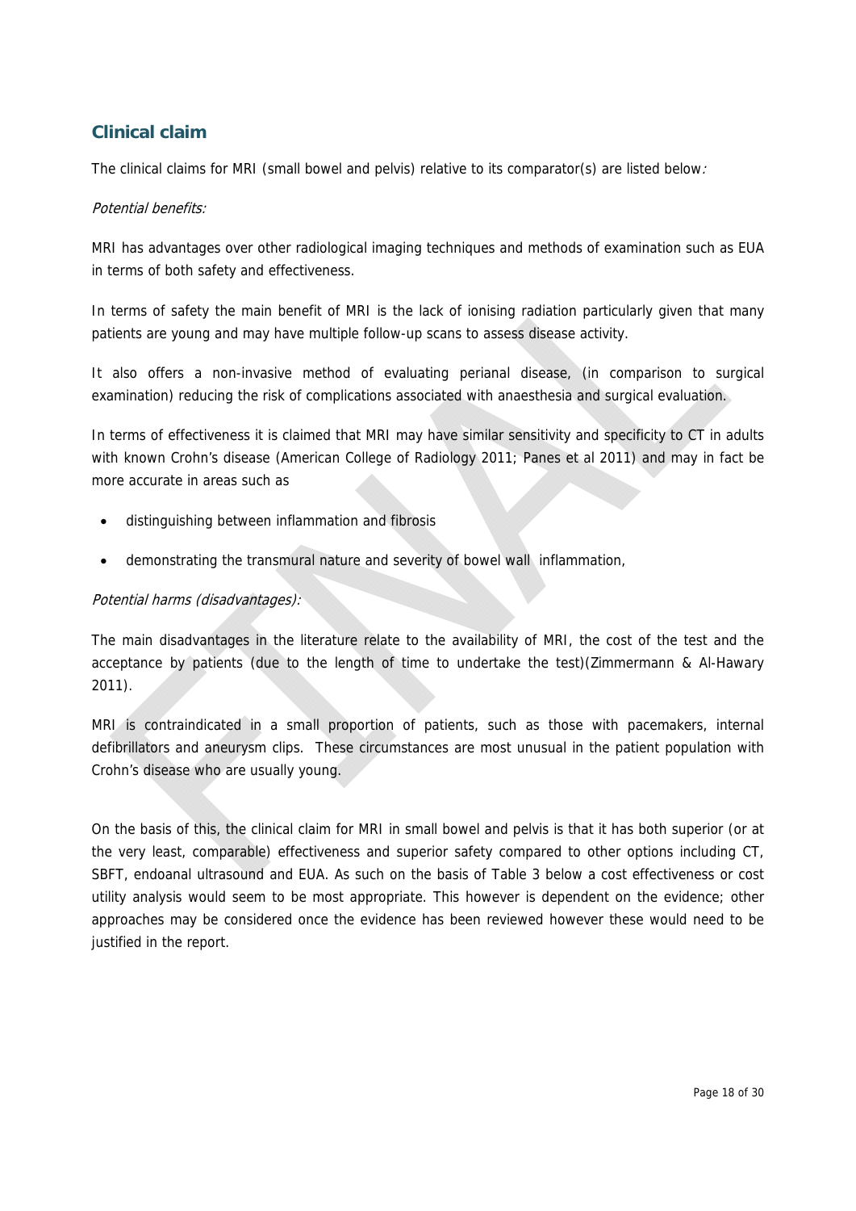## Clinical claim

The clinical claims for MRI (small bowel and pelvis) relative to its comparator(s) are listed below*:*

*Potential benefits:*

MRI has advantages over other radiological imaging techniques and methods of examination such as EUA in terms of both safety and effectiveness.

In terms of safety the main benefit of MRI is the lack of ionising radiation particularly given that many patients are young and may have multiple follow-up scans to assess disease activity.

It also offers a non-invasive method of evaluating perianal disease, (in comparison to surgical examination) reducing the risk of complications associated with anaesthesia and surgical evaluation.

In terms of effectiveness it is claimed that MRI may have similar sensitivity and specificity to CT in adults with known Crohn's disease (American College of Radiology 2011; Panes et al 2011) and may in fact be more accurate in areas such as

- distinguishing between inflammation and fibrosis
- demonstrating the transmural nature and severity of bowel wall inflammation,

*Potential harms (disadvantages):*

The main disadvantages in the literature relate to the availability of MRI, the cost of the test and the acceptance by patients (due to the length of time to undertake the test)(Zimmermann & Al-Hawary 2011).

MRI is contraindicated in a small proportion of patients, such as those with pacemakers, internal defibrillators and aneurysm clips. These circumstances are most unusual in the patient population with Crohn's disease who are usually young.

On the basis of this, the clinical claim for MRI in small bowel and pelvis is that it has both superior (or at the very least, comparable) effectiveness and superior safety compared to other options including CT, SBFT, endoanal ultrasound and EUA. As such on the basis of Table 3 below a cost effectiveness or cost utility analysis would seem to be most appropriate. This however is dependent on the evidence; other approaches may be considered once the evidence has been reviewed however these would need to be justified in the report.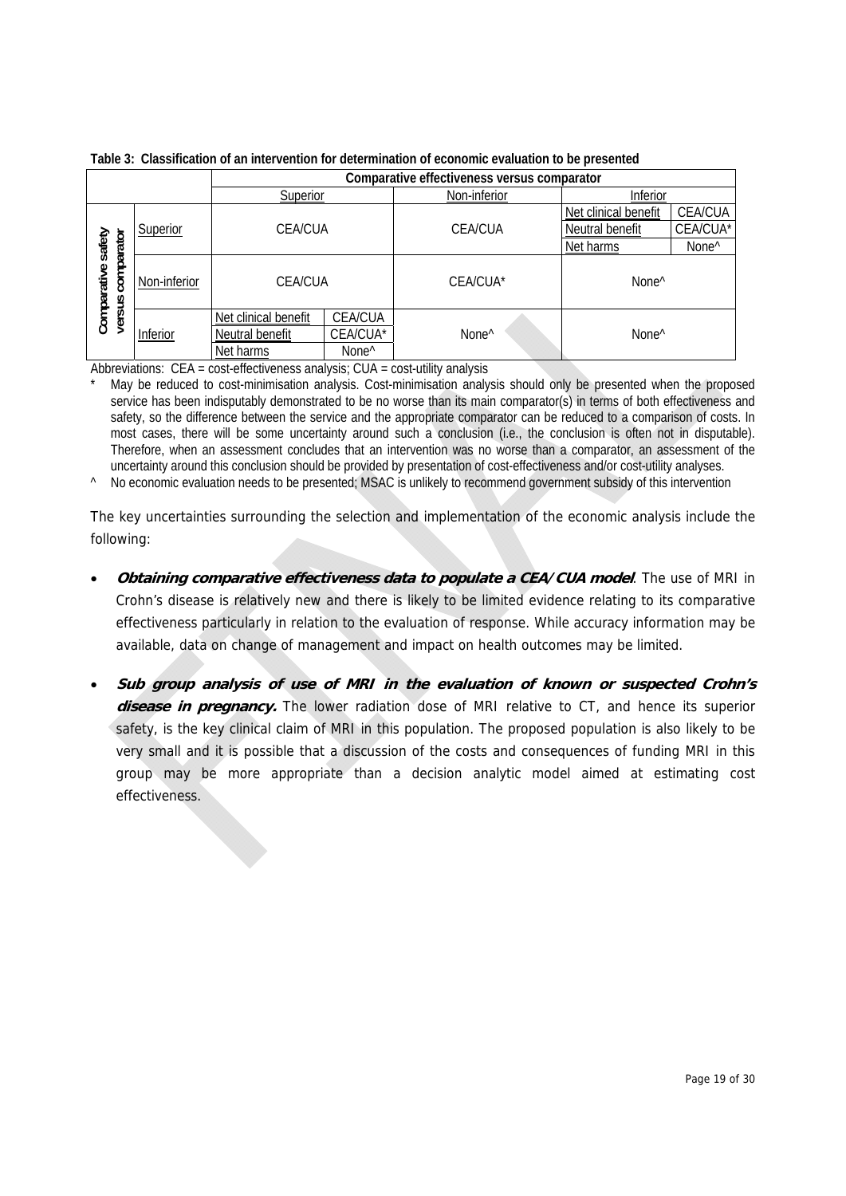**Table 3: Classification of an intervention for determination of economic evaluation to be presented**

| | | Comparative effectiveness versus comparator | | | | |
|---|---|---|---|---|---|---|
| | | Superior | | Non-inferior | Inferior | |
| Comparative safety versus comparator | Superior | CEA/CUA | | CEA/CUA | Net clinical benefit | CEA/CUA |
| | | | | | Neutral benefit | CEA/CUA* |
| | | | | | Net harms | None^ |
| | Non-inferior | CEA/CUA | | CEA/CUA* | None^ | |
| | Inferior | Net clinical benefit | CEA/CUA | None^ | None^ | |
| | | Neutral benefit | CEA/CUA* | | | |
| | | Net harms | None^ | | | |

Abbreviations: CEA = cost-effectiveness analysis; CUA = cost-utility analysis

\* May be reduced to cost-minimisation analysis. Cost-minimisation analysis should only be presented when the proposed service has been indisputably demonstrated to be no worse than its main comparator(s) in terms of both effectiveness and safety, so the difference between the service and the appropriate comparator can be reduced to a comparison of costs. In most cases, there will be some uncertainty around such a conclusion (i.e., the conclusion is often not in disputable). Therefore, when an assessment concludes that an intervention was no worse than a comparator, an assessment of the uncertainty around this conclusion should be provided by presentation of cost-effectiveness and/or cost-utility analyses.

^ No economic evaluation needs to be presented; MSAC is unlikely to recommend government subsidy of this intervention

The key uncertainties surrounding the selection and implementation of the economic analysis include the following:

- ***Obtaining comparative effectiveness data to populate a CEA/CUA model***. The use of MRI in Crohn's disease is relatively new and there is likely to be limited evidence relating to its comparative effectiveness particularly in relation to the evaluation of response. While accuracy information may be available, data on change of management and impact on health outcomes may be limited.
- ***Sub group analysis of use of MRI in the evaluation of known or suspected Crohn's disease in pregnancy.*** The lower radiation dose of MRI relative to CT, and hence its superior safety, is the key clinical claim of MRI in this population. The proposed population is also likely to be very small and it is possible that a discussion of the costs and consequences of funding MRI in this group may be more appropriate than a decision analytic model aimed at estimating cost effectiveness.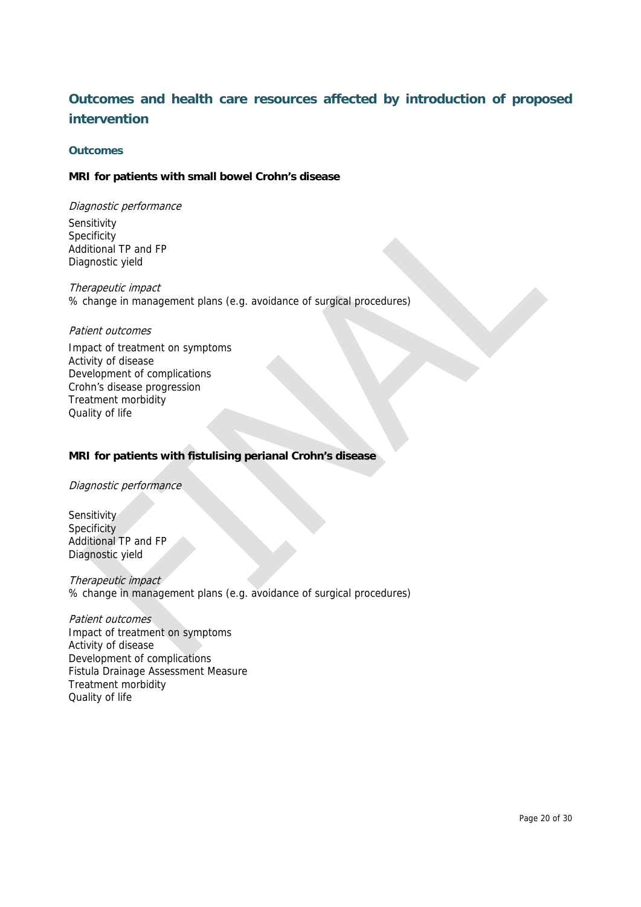## Outcomes and health care resources affected by introduction of proposed intervention

### Outcomes

**MRI for patients with small bowel Crohn's disease**

*Diagnostic performance*

Sensitivity
Specificity
Additional TP and FP
Diagnostic yield

*Therapeutic impact*
% change in management plans (e.g. avoidance of surgical procedures)

*Patient outcomes*

Impact of treatment on symptoms
Activity of disease
Development of complications
Crohn's disease progression
Treatment morbidity
Quality of life

**MRI for patients with fistulising perianal Crohn's disease**

*Diagnostic performance*

Sensitivity
Specificity
Additional TP and FP
Diagnostic yield

*Therapeutic impact*
% change in management plans (e.g. avoidance of surgical procedures)

*Patient outcomes*
Impact of treatment on symptoms
Activity of disease
Development of complications
Fistula Drainage Assessment Measure
Treatment morbidity
Quality of life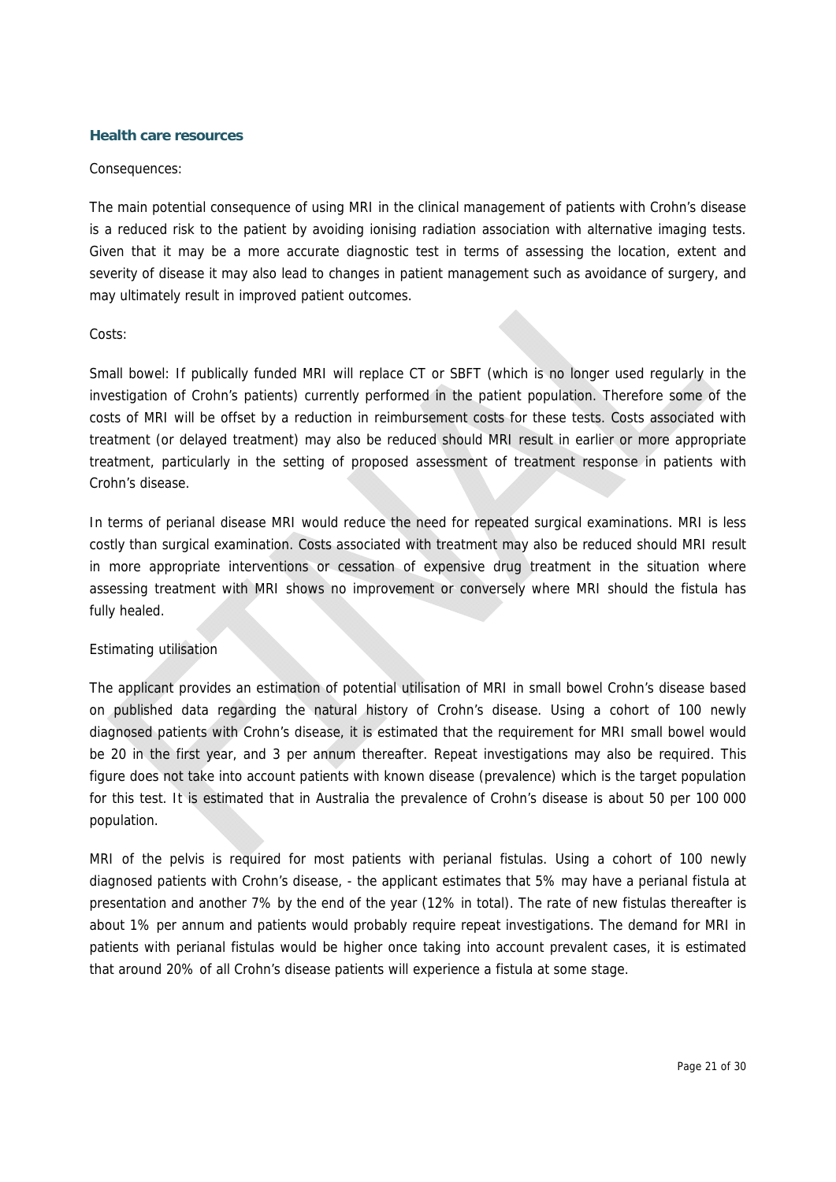## Health care resources

Consequences:

The main potential consequence of using MRI in the clinical management of patients with Crohn's disease is a reduced risk to the patient by avoiding ionising radiation association with alternative imaging tests. Given that it may be a more accurate diagnostic test in terms of assessing the location, extent and severity of disease it may also lead to changes in patient management such as avoidance of surgery, and may ultimately result in improved patient outcomes.

Costs:

Small bowel: If publically funded MRI will replace CT or SBFT (which is no longer used regularly in the investigation of Crohn's patients) currently performed in the patient population. Therefore some of the costs of MRI will be offset by a reduction in reimbursement costs for these tests. Costs associated with treatment (or delayed treatment) may also be reduced should MRI result in earlier or more appropriate treatment, particularly in the setting of proposed assessment of treatment response in patients with Crohn's disease.

In terms of perianal disease MRI would reduce the need for repeated surgical examinations. MRI is less costly than surgical examination. Costs associated with treatment may also be reduced should MRI result in more appropriate interventions or cessation of expensive drug treatment in the situation where assessing treatment with MRI shows no improvement or conversely where MRI should the fistula has fully healed.

Estimating utilisation

The applicant provides an estimation of potential utilisation of MRI in small bowel Crohn's disease based on published data regarding the natural history of Crohn's disease. Using a cohort of 100 newly diagnosed patients with Crohn's disease, it is estimated that the requirement for MRI small bowel would be 20 in the first year, and 3 per annum thereafter. Repeat investigations may also be required. This figure does not take into account patients with known disease (prevalence) which is the target population for this test. It is estimated that in Australia the prevalence of Crohn's disease is about 50 per 100 000 population.

MRI of the pelvis is required for most patients with perianal fistulas. Using a cohort of 100 newly diagnosed patients with Crohn's disease, - the applicant estimates that 5% may have a perianal fistula at presentation and another 7% by the end of the year (12% in total). The rate of new fistulas thereafter is about 1% per annum and patients would probably require repeat investigations. The demand for MRI in patients with perianal fistulas would be higher once taking into account prevalent cases, it is estimated that around 20% of all Crohn's disease patients will experience a fistula at some stage.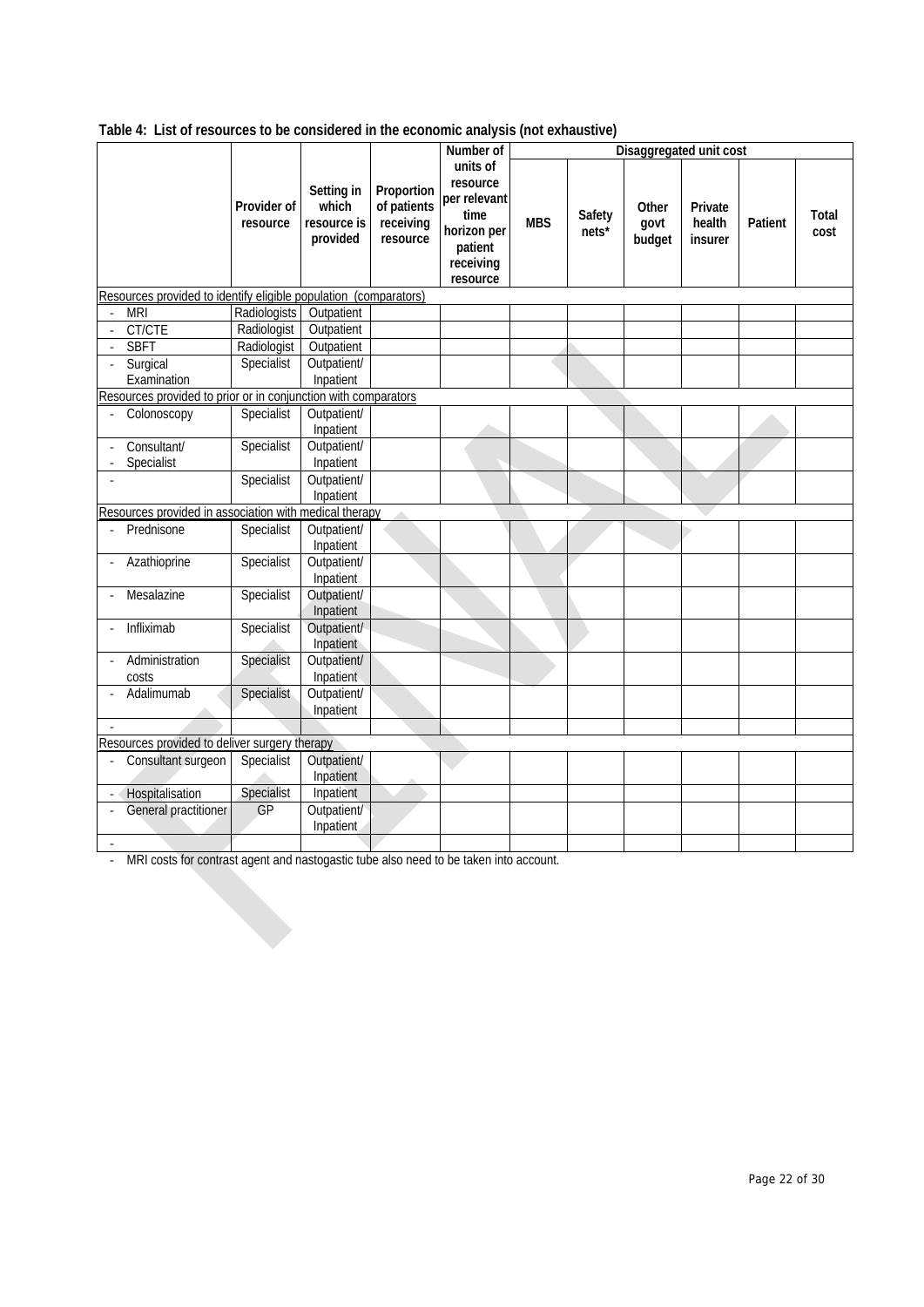**Table 4: List of resources to be considered in the economic analysis (not exhaustive)**

| | Provider of resource | Setting in which resource is provided | Proportion of patients receiving resource | Number of units of resource per relevant time horizon per patient receiving resource | Disaggregated unit cost | | | | | |
|---|---|---|---|---|---|---|---|---|---|---|
| | | | | | MBS | Safety nets* | Other govt budget | Private health insurer | Patient | Total cost |
| Resources provided to identify eligible population (comparators) | | | | | | | | | | |
| - MRI | Radiologists | Outpatient | | | | | | | | |
| - CT/CTE | Radiologist | Outpatient | | | | | | | | |
| - SBFT | Radiologist | Outpatient | | | | | | | | |
| - Surgical Examination | Specialist | Outpatient/ Inpatient | | | | | | | | |
| Resources provided to prior or in conjunction with comparators | | | | | | | | | | |
| - Colonoscopy | Specialist | Outpatient/ Inpatient | | | | | | | | |
| - Consultant/ - Specialist | Specialist | Outpatient/ Inpatient | | | | | | | | |
| - | Specialist | Outpatient/ Inpatient | | | | | | | | |
| Resources provided in association with medical therapy | | | | | | | | | | |
| - Prednisone | Specialist | Outpatient/ Inpatient | | | | | | | | |
| - Azathioprine | Specialist | Outpatient/ Inpatient | | | | | | | | |
| - Mesalazine | Specialist | Outpatient/ Inpatient | | | | | | | | |
| - Infliximab | Specialist | Outpatient/ Inpatient | | | | | | | | |
| - Administration costs | Specialist | Outpatient/ Inpatient | | | | | | | | |
| - Adalimumab | Specialist | Outpatient/ Inpatient | | | | | | | | |
| - | | | | | | | | | | |
| Resources provided to deliver surgery therapy | | | | | | | | | | |
| - Consultant surgeon | Specialist | Outpatient/ Inpatient | | | | | | | | |
| - Hospitalisation | Specialist | Inpatient | | | | | | | | |
| - General practitioner | GP | Outpatient/ Inpatient | | | | | | | | |
| - | | | | | | | | | | |

- MRI costs for contrast agent and nastogastic tube also need to be taken into account.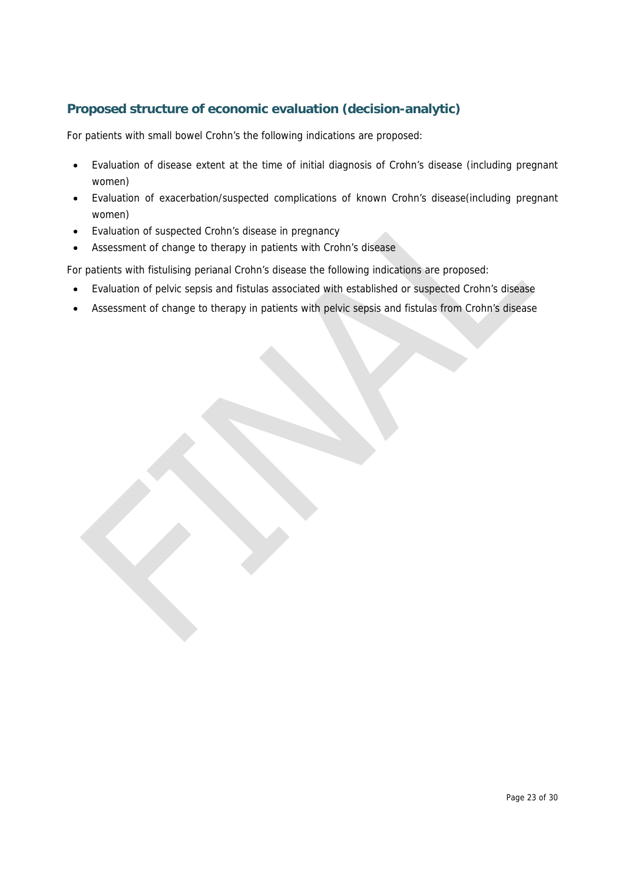## Proposed structure of economic evaluation (decision-analytic)

For patients with small bowel Crohn's the following indications are proposed:

- Evaluation of disease extent at the time of initial diagnosis of Crohn's disease (including pregnant women)
- Evaluation of exacerbation/suspected complications of known Crohn's disease(including pregnant women)
- Evaluation of suspected Crohn's disease in pregnancy
- Assessment of change to therapy in patients with Crohn's disease

For patients with fistulising perianal Crohn's disease the following indications are proposed:

- Evaluation of pelvic sepsis and fistulas associated with established or suspected Crohn's disease
- Assessment of change to therapy in patients with pelvic sepsis and fistulas from Crohn's disease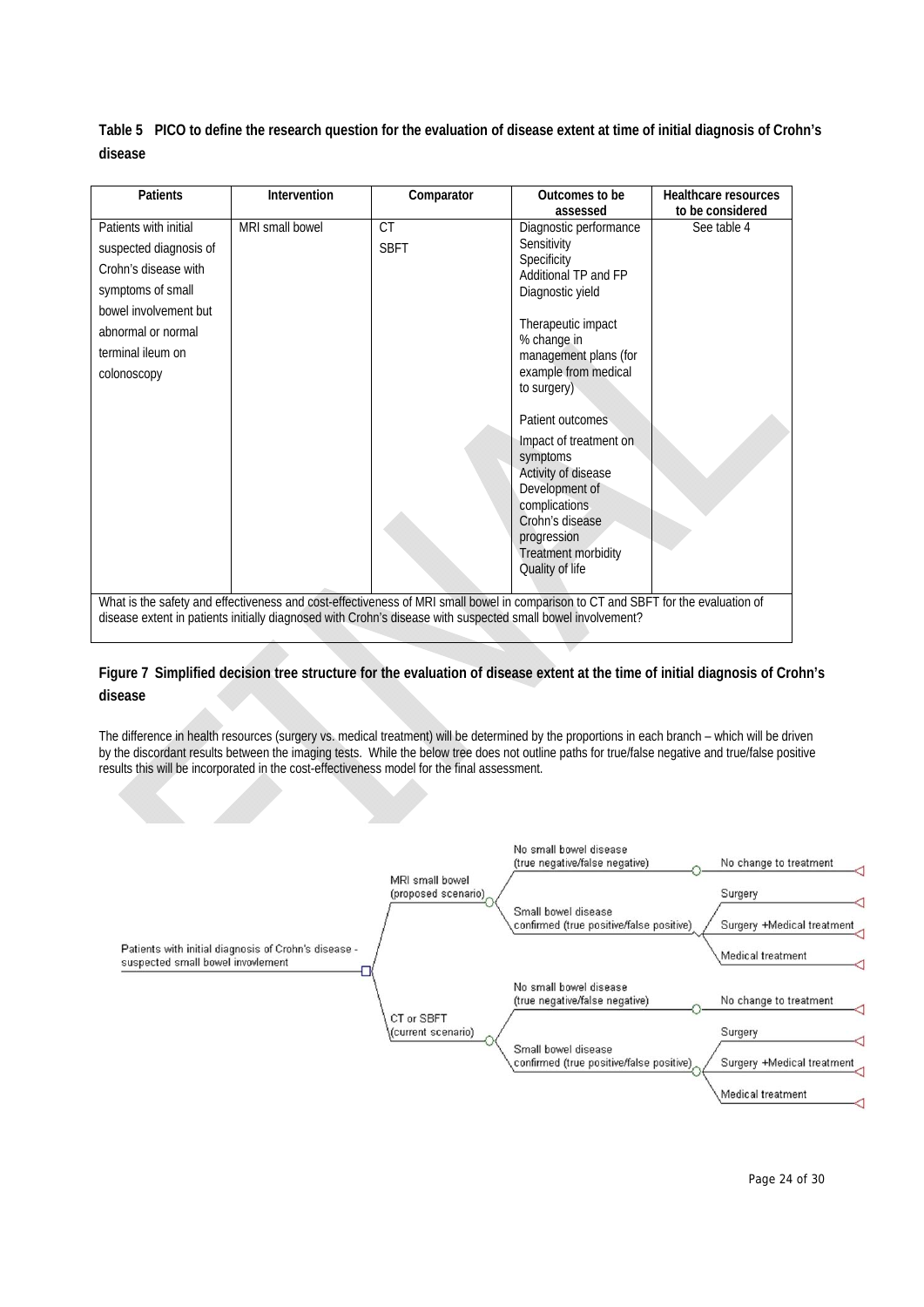**Table 5 PICO to define the research question for the evaluation of disease extent at time of initial diagnosis of Crohn's disease**

| Patients | Intervention | Comparator | Outcomes to be assessed | Healthcare resources to be considered |
|---|---|---|---|---|
| Patients with initial suspected diagnosis of Crohn's disease with symptoms of small bowel involvement but abnormal or normal terminal ileum on colonoscopy | MRI small bowel | CT<br>SBFT | Diagnostic performance<br>Sensitivity<br>Specificity<br>Additional TP and FP<br>Diagnostic yield<br><br>Therapeutic impact<br>% change in management plans (for example from medical to surgery)<br><br>Patient outcomes<br>Impact of treatment on symptoms<br>Activity of disease<br>Development of complications<br>Crohn's disease progression<br>Treatment morbidity<br>Quality of life | See table 4 |

What is the safety and effectiveness and cost-effectiveness of MRI small bowel in comparison to CT and SBFT for the evaluation of disease extent in patients initially diagnosed with Crohn's disease with suspected small bowel involvement?

**Figure 7 Simplified decision tree structure for the evaluation of disease extent at the time of initial diagnosis of Crohn's disease**

The difference in health resources (surgery vs. medical treatment) will be determined by the proportions in each branch – which will be driven by the discordant results between the imaging tests. While the below tree does not outline paths for true/false negative and true/false positive results this will be incorporated in the cost-effectiveness model for the final assessment.

- Patients with initial diagnosis of Crohn's disease - suspected small bowel invovlement
  - MRI small bowel (proposed scenario)
    - No small bowel disease (true negative/false negative)
      - No change to treatment
    - Small bowel disease confirmed (true positive/false positive)
      - Surgery
      - Surgery +Medical treatment
      - Medical treatment
  - CT or SBFT (current scenario)
    - No small bowel disease (true negative/false negative)
      - No change to treatment
    - Small bowel disease confirmed (true positive/false positive)
      - Surgery
      - Surgery +Medical treatment
      - Medical treatment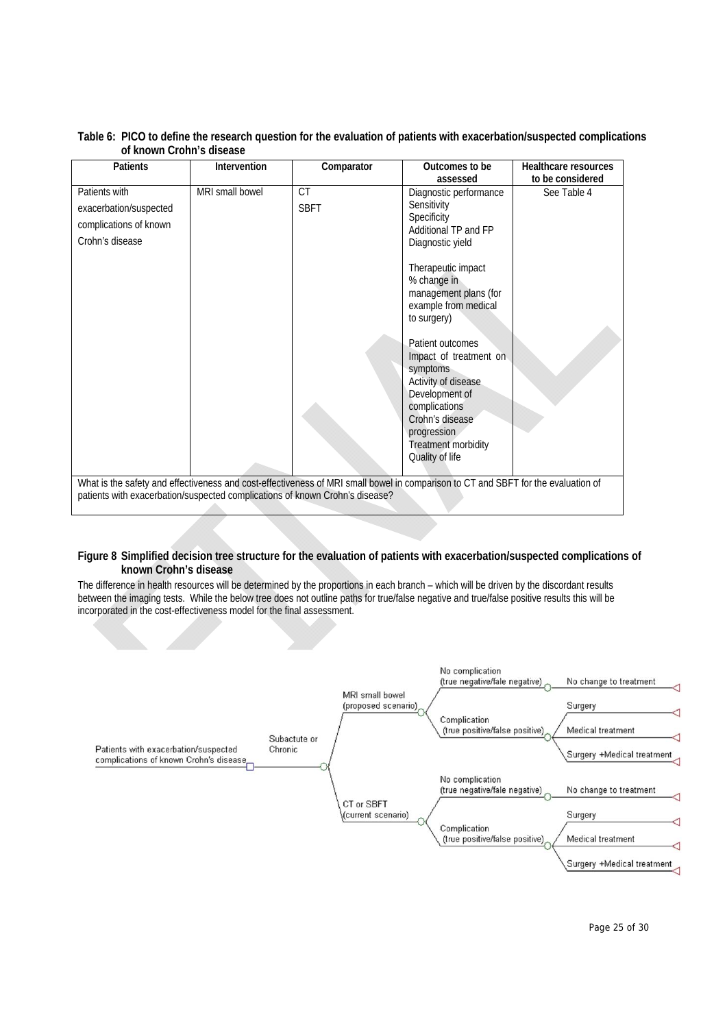**Table 6: PICO to define the research question for the evaluation of patients with exacerbation/suspected complications of known Crohn's disease**

| Patients | Intervention | Comparator | Outcomes to be assessed | Healthcare resources to be considered |
|---|---|---|---|---|
| Patients with exacerbation/suspected complications of known Crohn's disease | MRI small bowel | CT<br>SBFT | Diagnostic performance<br>Sensitivity<br>Specificity<br>Additional TP and FP<br>Diagnostic yield<br><br>Therapeutic impact<br>% change in management plans (for example from medical to surgery)<br><br>Patient outcomes<br>Impact of treatment on symptoms<br>Activity of disease<br>Development of complications<br>Crohn's disease progression<br>Treatment morbidity<br>Quality of life | See Table 4 |
| What is the safety and effectiveness and cost-effectiveness of MRI small bowel in comparison to CT and SBFT for the evaluation of patients with exacerbation/suspected complications of known Crohn's disease? | | | | |

**Figure 8 Simplified decision tree structure for the evaluation of patients with exacerbation/suspected complications of known Crohn's disease**

The difference in health resources will be determined by the proportions in each branch – which will be driven by the discordant results between the imaging tests. While the below tree does not outline paths for true/false negative and true/false positive results this will be incorporated in the cost-effectiveness model for the final assessment.

- Patients with exacerbation/suspected complications of known Crohn's disease
  - Subacute or Chronic
    - MRI small bowel (proposed scenario)
      - No complication (true negative/fale negative)
        - No change to treatment
      - Complication (true positive/false positive)
        - Surgery
        - Medical treatment
        - Surgery +Medical treatment
    - CT or SBFT (current scenario)
      - No complication (true negative/fale negative)
        - No change to treatment
      - Complication (true positive/false positive)
        - Surgery
        - Medical treatment
        - Surgery +Medical treatment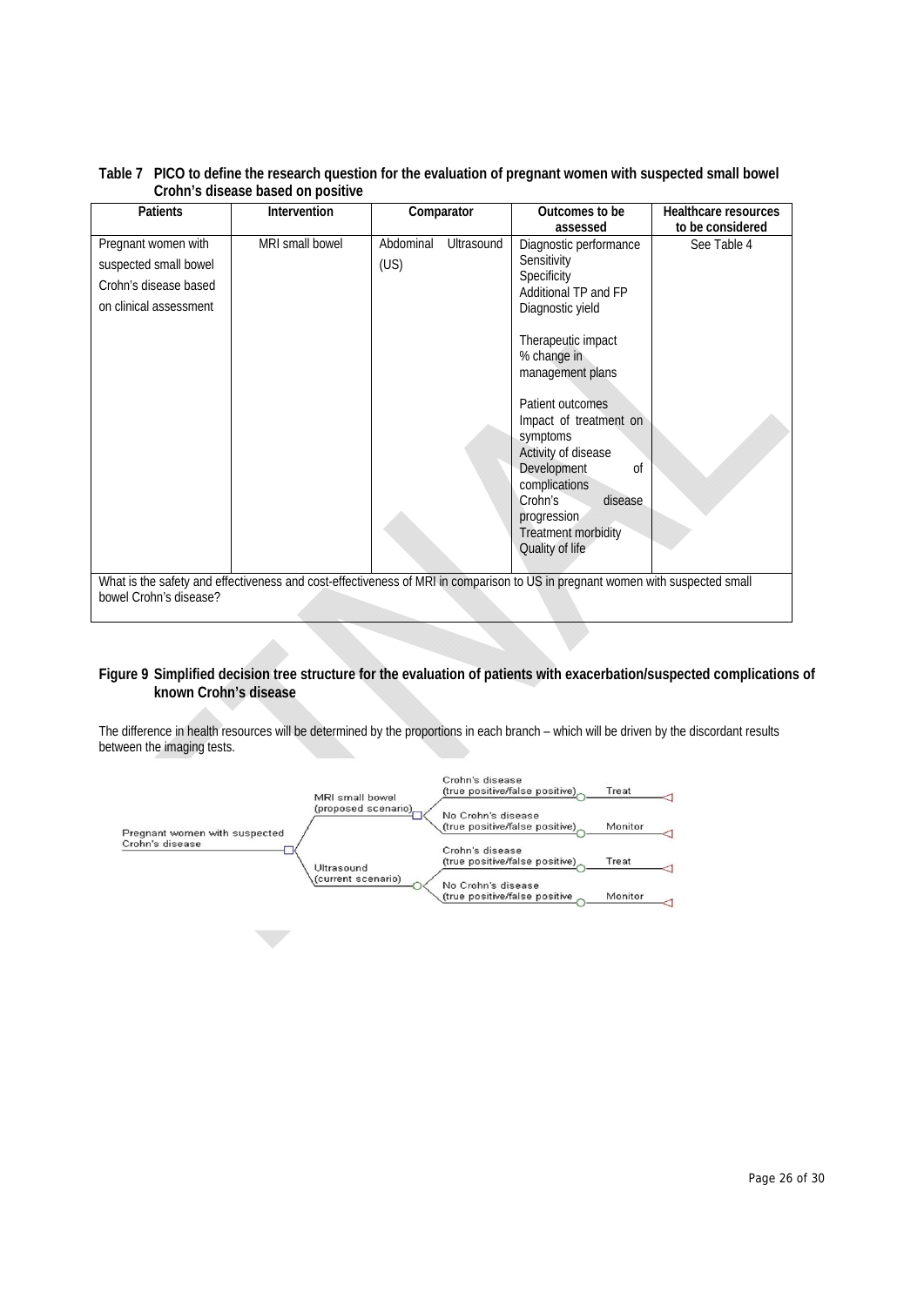**Table 7 PICO to define the research question for the evaluation of pregnant women with suspected small bowel Crohn's disease based on positive**

| Patients | Intervention | Comparator | Outcomes to be assessed | Healthcare resources to be considered |
|---|---|---|---|---|
| Pregnant women with suspected small bowel Crohn's disease based on clinical assessment | MRI small bowel | Abdominal Ultrasound (US) | Diagnostic performance<br>Sensitivity<br>Specificity<br>Additional TP and FP<br>Diagnostic yield<br><br>Therapeutic impact<br>% change in management plans<br><br>Patient outcomes<br>Impact of treatment on symptoms<br>Activity of disease<br>Development of complications<br>Crohn's disease progression<br>Treatment morbidity<br>Quality of life | See Table 4 |
| What is the safety and effectiveness and cost-effectiveness of MRI in comparison to US in pregnant women with suspected small bowel Crohn's disease? | | | | |

**Figure 9 Simplified decision tree structure for the evaluation of patients with exacerbation/suspected complications of known Crohn's disease**

The difference in health resources will be determined by the proportions in each branch – which will be driven by the discordant results between the imaging tests.

```
Pregnant women with suspected Crohn's disease
├── MRI small bowel (proposed scenario)
│   ├── Crohn's disease (true positive/false positive) ── Treat
│   └── No Crohn's disease (true positive/false positive) ── Monitor
└── Ultrasound (current scenario)
    ├── Crohn's disease (true positive/false positive) ── Treat
    └── No Crohn's disease (true positive/false positive ── Monitor
```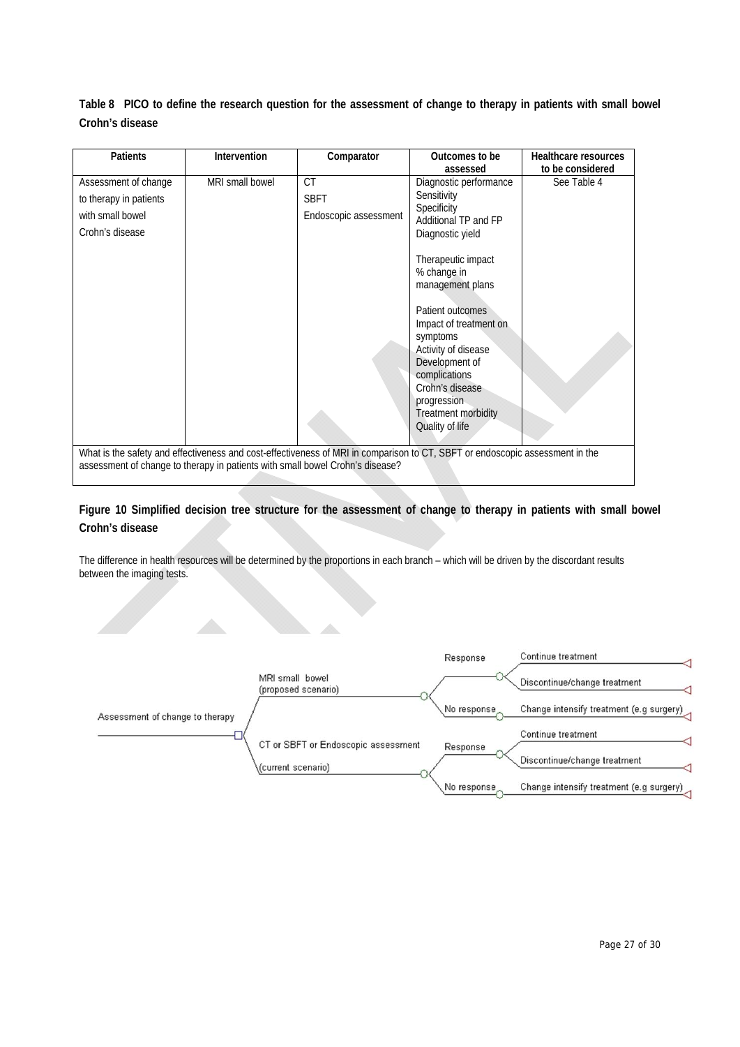**Table 8 PICO to define the research question for the assessment of change to therapy in patients with small bowel Crohn's disease**

| Patients | Intervention | Comparator | Outcomes to be assessed | Healthcare resources to be considered |
|---|---|---|---|---|
| Assessment of change to therapy in patients with small bowel Crohn's disease | MRI small bowel | CT<br>SBFT<br>Endoscopic assessment | Diagnostic performance<br>Sensitivity<br>Specificity<br>Additional TP and FP<br>Diagnostic yield<br><br>Therapeutic impact<br>% change in management plans<br><br>Patient outcomes<br>Impact of treatment on symptoms<br>Activity of disease<br>Development of complications<br>Crohn's disease progression<br>Treatment morbidity<br>Quality of life | See Table 4 |
| What is the safety and effectiveness and cost-effectiveness of MRI in comparison to CT, SBFT or endoscopic assessment in the assessment of change to therapy in patients with small bowel Crohn's disease? | | | | |

**Figure 10 Simplified decision tree structure for the assessment of change to therapy in patients with small bowel Crohn's disease**

The difference in health resources will be determined by the proportions in each branch – which will be driven by the discordant results between the imaging tests.

Assessment of change to therapy
- MRI small bowel (proposed scenario)
  - Response
    - Continue treatment
    - Discontinue/change treatment
  - No response
    - Change intensify treatment (e.g surgery)
- CT or SBFT or Endoscopic assessment (current scenario)
  - Response
    - Continue treatment
    - Discontinue/change treatment
  - No response
    - Change intensify treatment (e.g surgery)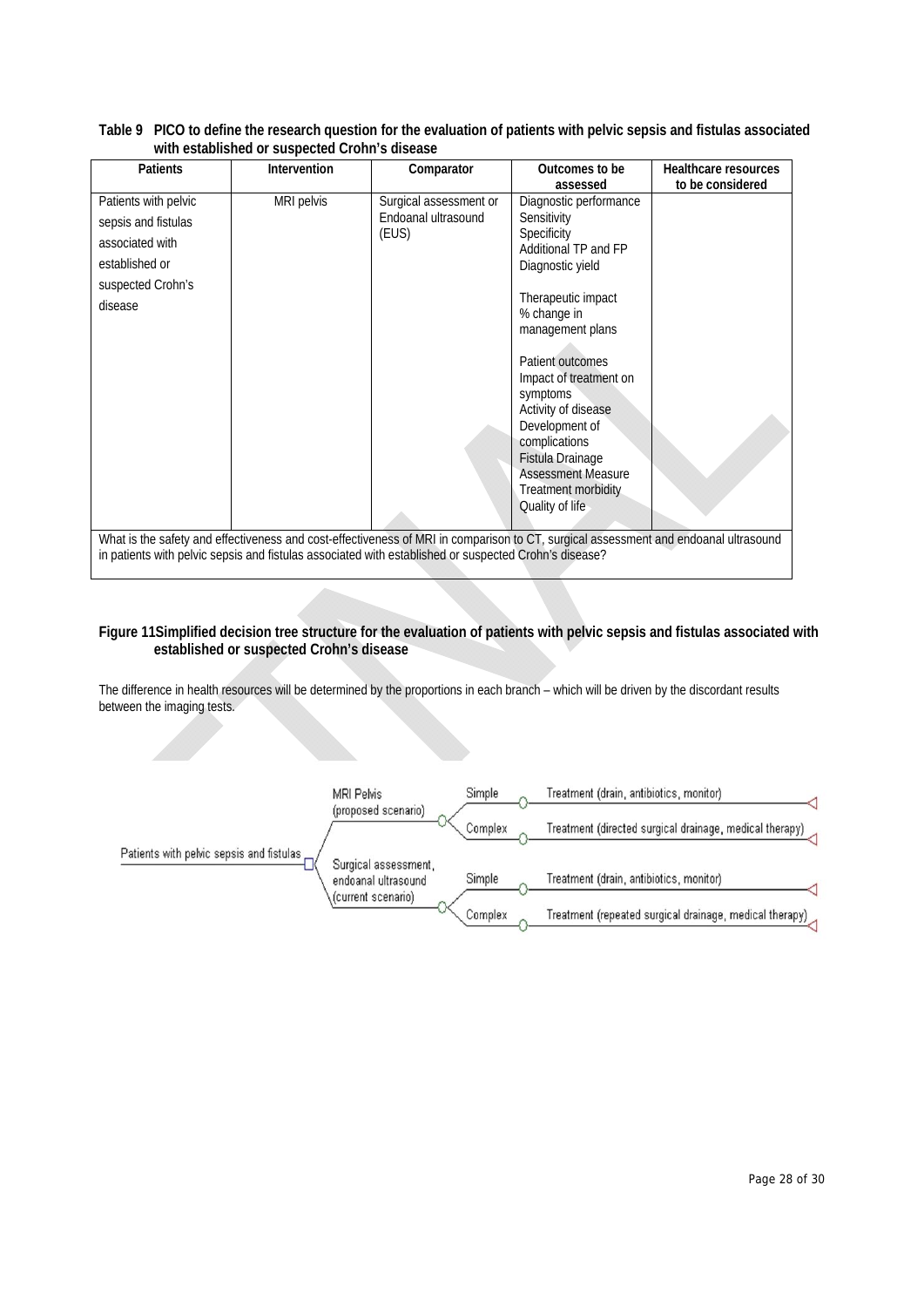**Table 9 PICO to define the research question for the evaluation of patients with pelvic sepsis and fistulas associated with established or suspected Crohn's disease**

| Patients | Intervention | Comparator | Outcomes to be assessed | Healthcare resources to be considered |
|---|---|---|---|---|
| Patients with pelvic sepsis and fistulas associated with established or suspected Crohn's disease | MRI pelvis | Surgical assessment or Endoanal ultrasound (EUS) | Diagnostic performance<br>Sensitivity<br>Specificity<br>Additional TP and FP<br>Diagnostic yield<br><br>Therapeutic impact<br>% change in management plans<br><br>Patient outcomes<br>Impact of treatment on symptoms<br>Activity of disease<br>Development of complications<br>Fistula Drainage Assessment Measure<br>Treatment morbidity<br>Quality of life | |
| What is the safety and effectiveness and cost-effectiveness of MRI in comparison to CT, surgical assessment and endoanal ultrasound in patients with pelvic sepsis and fistulas associated with established or suspected Crohn's disease? | | | | |

**Figure 11 Simplified decision tree structure for the evaluation of patients with pelvic sepsis and fistulas associated with established or suspected Crohn's disease**

The difference in health resources will be determined by the proportions in each branch – which will be driven by the discordant results between the imaging tests.

- Patients with pelvic sepsis and fistulas
  - MRI Pelvis (proposed scenario)
    - Simple — Treatment (drain, antibiotics, monitor)
    - Complex — Treatment (directed surgical drainage, medical therapy)
  - Surgical assessment, endoanal ultrasound (current scenario)
    - Simple — Treatment (drain, antibiotics, monitor)
    - Complex — Treatment (repeated surgical drainage, medical therapy)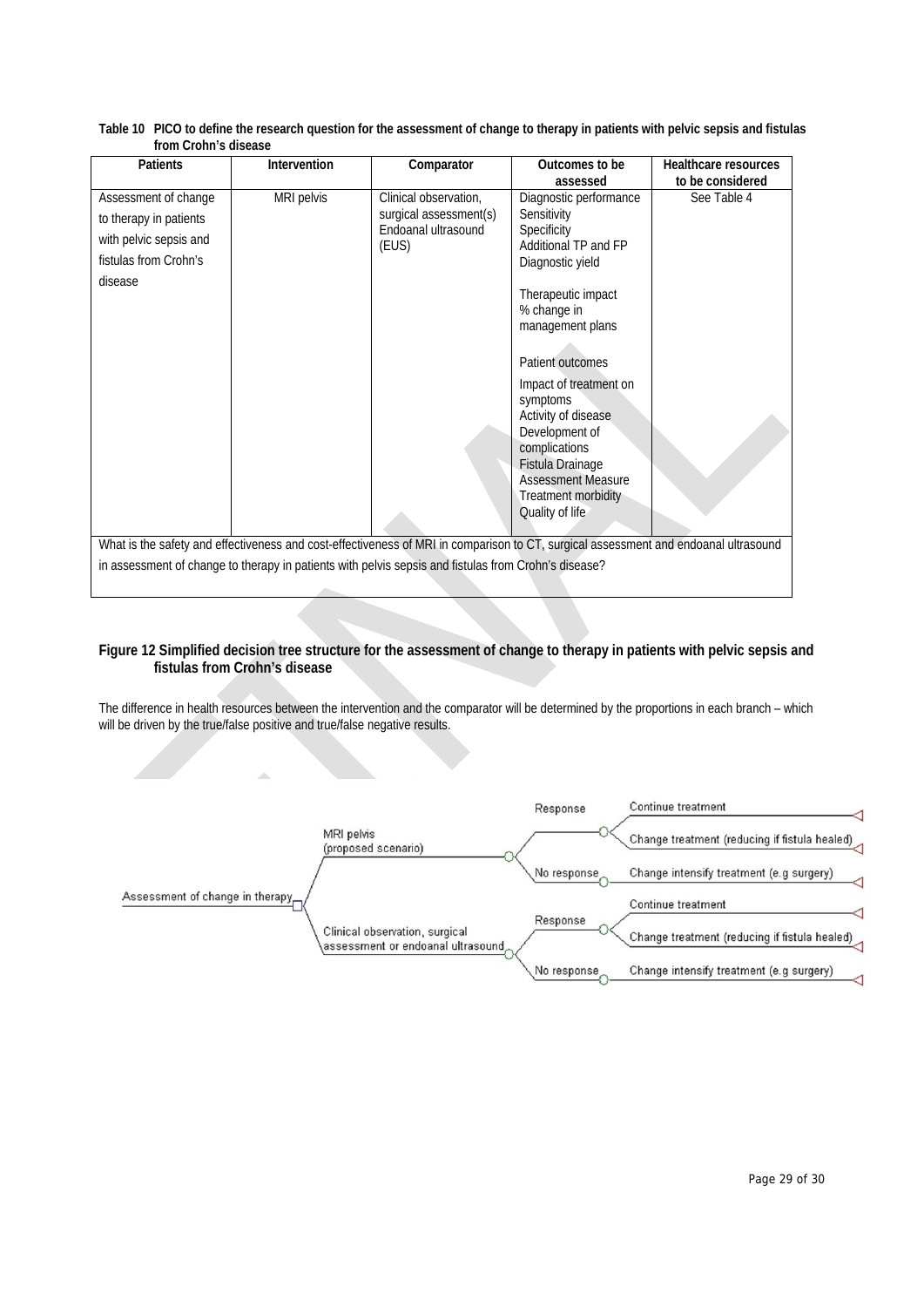**Table 10 PICO to define the research question for the assessment of change to therapy in patients with pelvic sepsis and fistulas from Crohn's disease**

| Patients | Intervention | Comparator | Outcomes to be assessed | Healthcare resources to be considered |
|---|---|---|---|---|
| Assessment of change to therapy in patients with pelvic sepsis and fistulas from Crohn's disease | MRI pelvis | Clinical observation, surgical assessment(s) Endoanal ultrasound (EUS) | Diagnostic performance<br>Sensitivity<br>Specificity<br>Additional TP and FP<br>Diagnostic yield<br><br>Therapeutic impact<br>% change in management plans<br><br>Patient outcomes<br>Impact of treatment on symptoms<br>Activity of disease<br>Development of complications<br>Fistula Drainage Assessment Measure<br>Treatment morbidity<br>Quality of life | See Table 4 |
| What is the safety and effectiveness and cost-effectiveness of MRI in comparison to CT, surgical assessment and endoanal ultrasound in assessment of change to therapy in patients with pelvis sepsis and fistulas from Crohn's disease? | | | | |

**Figure 12 Simplified decision tree structure for the assessment of change to therapy in patients with pelvic sepsis and fistulas from Crohn's disease**

The difference in health resources between the intervention and the comparator will be determined by the proportions in each branch – which will be driven by the true/false positive and true/false negative results.

- Assessment of change in therapy
  - MRI pelvis (proposed scenario)
    - Response
      - Continue treatment
      - Change treatment (reducing if fistula healed)
    - No response
      - Change intensify treatment (e.g surgery)
  - Clinical observation, surgical assessment or endoanal ultrasound
    - Response
      - Continue treatment
      - Change treatment (reducing if fistula healed)
    - No response
      - Change intensify treatment (e.g surgery)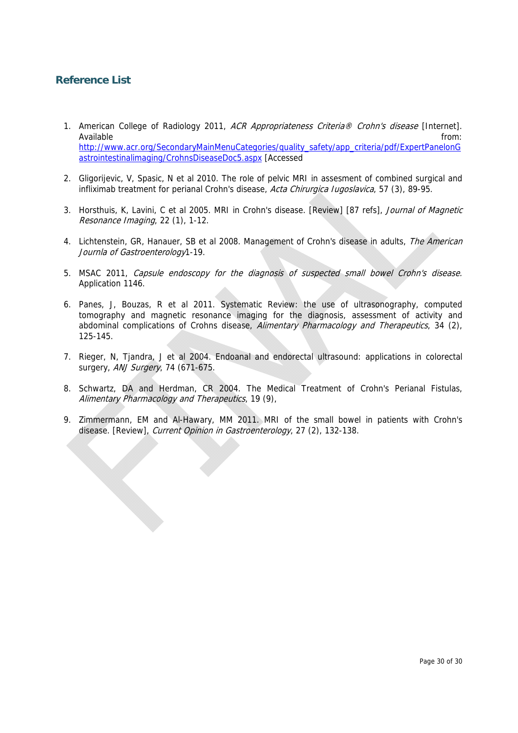## Reference List

1. American College of Radiology 2011, *ACR Appropriateness Criteria® Crohn's disease* [Internet]. Available from: http://www.acr.org/SecondaryMainMenuCategories/quality_safety/app_criteria/pdf/ExpertPanelonGastrointestinalimaging/CrohnsDiseaseDoc5.aspx [Accessed

2. Gligorijevic, V, Spasic, N et al 2010. The role of pelvic MRI in assesment of combined surgical and infliximab treatment for perianal Crohn's disease, *Acta Chirurgica Iugoslavica*, 57 (3), 89-95.

3. Horsthuis, K, Lavini, C et al 2005. MRI in Crohn's disease. [Review] [87 refs], *Journal of Magnetic Resonance Imaging*, 22 (1), 1-12.

4. Lichtenstein, GR, Hanauer, SB et al 2008. Management of Crohn's disease in adults, *The American Journla of Gastroenterology*1-19.

5. MSAC 2011, *Capsule endoscopy for the diagnosis of suspected small bowel Crohn's disease.* Application 1146.

6. Panes, J, Bouzas, R et al 2011. Systematic Review: the use of ultrasonography, computed tomography and magnetic resonance imaging for the diagnosis, assessment of activity and abdominal complications of Crohns disease, *Alimentary Pharmacology and Therapeutics*, 34 (2), 125-145.

7. Rieger, N, Tjandra, J et al 2004. Endoanal and endorectal ultrasound: applications in colorectal surgery, *ANJ Surgery*, 74 (671-675.

8. Schwartz, DA and Herdman, CR 2004. The Medical Treatment of Crohn's Perianal Fistulas, *Alimentary Pharmacology and Therapeutics*, 19 (9),

9. Zimmermann, EM and Al-Hawary, MM 2011. MRI of the small bowel in patients with Crohn's disease. [Review], *Current Opinion in Gastroenterology*, 27 (2), 132-138.